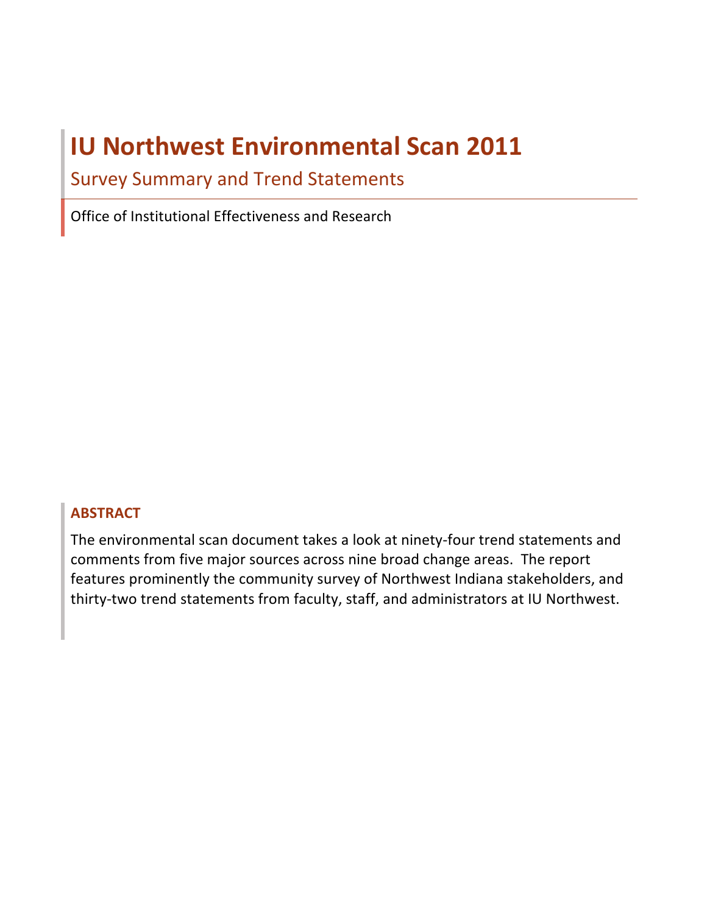# IU Northwest Environmental Scan 2011

## Survey Summary and Trend Statements

Office of Institutional Effectiveness and Research

### ABSTRACT

The environmental scan document takes a look at ninety-four trend statements and comments from five major sources across nine broad change areas. The report features prominently the community survey of Northwest Indiana stakeholders, and thirty-two trend statements from faculty, staff, and administrators at IU Northwest.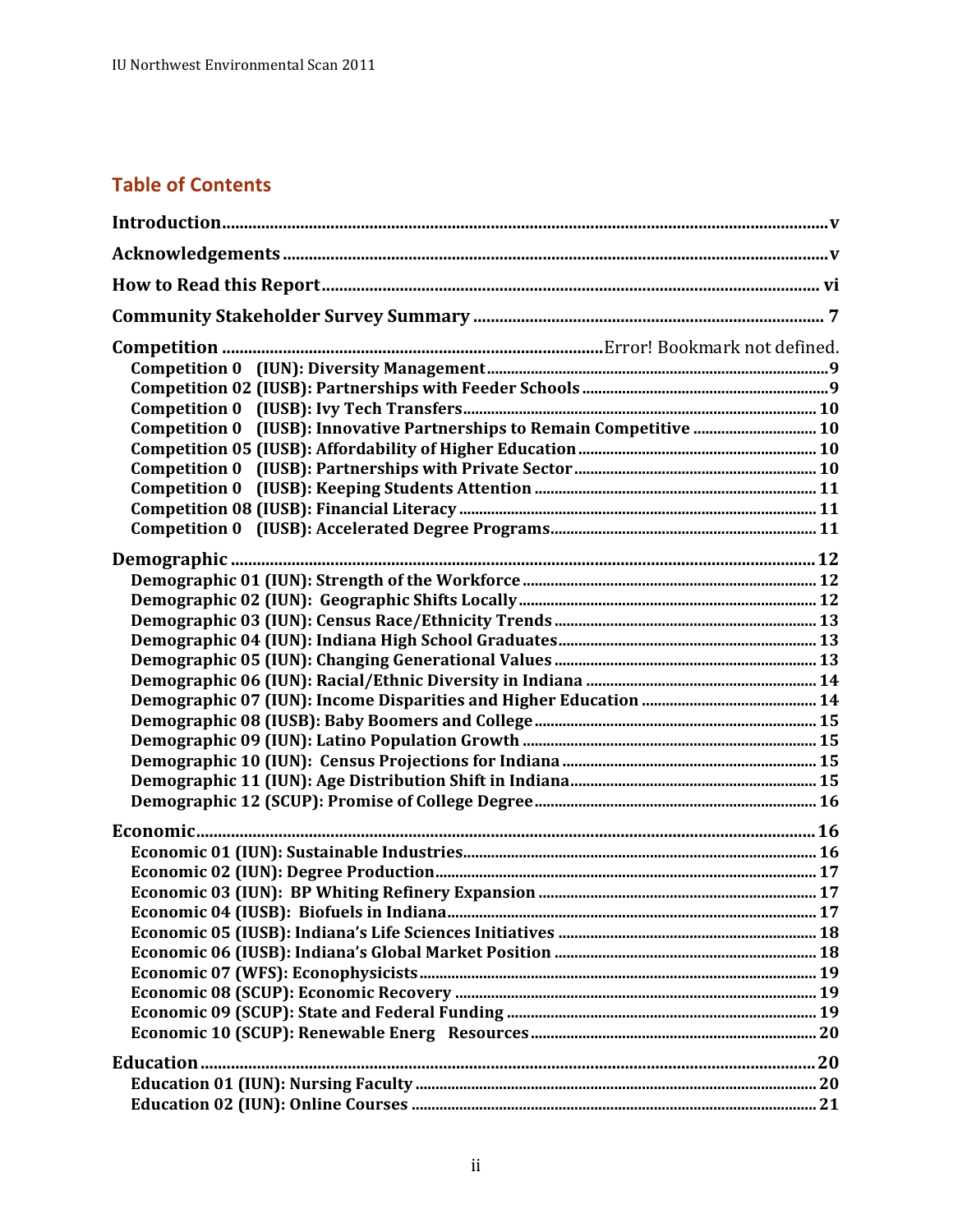## Table of Contents

**Introduction** ........ v

**Acknowledgements** ........ v

**How to Read this Report** ........ vi

**Community Stakeholder Survey Summary** ........ 7

**Competition** ........ Error! Bookmark not defined.

- Competition 0 (IUN): Diversity Management ........ 9
- Competition 02 (IUSB): Partnerships with Feeder Schools ........ 9
- Competition 0 (IUSB): Ivy Tech Transfers ........ 10
- Competition 0 (IUSB): Innovative Partnerships to Remain Competitive ........ 10
- Competition 05 (IUSB): Affordability of Higher Education ........ 10
- Competition 0 (IUSB): Partnerships with Private Sector ........ 10
- Competition 0 (IUSB): Keeping Students Attention ........ 11
- Competition 08 (IUSB): Financial Literacy ........ 11
- Competition 0 (IUSB): Accelerated Degree Programs ........ 11

**Demographic** ........ 12

- Demographic 01 (IUN): Strength of the Workforce ........ 12
- Demographic 02 (IUN): Geographic Shifts Locally ........ 12
- Demographic 03 (IUN): Census Race/Ethnicity Trends ........ 13
- Demographic 04 (IUN): Indiana High School Graduates ........ 13
- Demographic 05 (IUN): Changing Generational Values ........ 13
- Demographic 06 (IUN): Racial/Ethnic Diversity in Indiana ........ 14
- Demographic 07 (IUN): Income Disparities and Higher Education ........ 14
- Demographic 08 (IUSB): Baby Boomers and College ........ 15
- Demographic 09 (IUN): Latino Population Growth ........ 15
- Demographic 10 (IUN): Census Projections for Indiana ........ 15
- Demographic 11 (IUN): Age Distribution Shift in Indiana ........ 15
- Demographic 12 (SCUP): Promise of College Degree ........ 16

**Economic** ........ 16

- Economic 01 (IUN): Sustainable Industries ........ 16
- Economic 02 (IUN): Degree Production ........ 17
- Economic 03 (IUN): BP Whiting Refinery Expansion ........ 17
- Economic 04 (IUSB): Biofuels in Indiana ........ 17
- Economic 05 (IUSB): Indiana's Life Sciences Initiatives ........ 18
- Economic 06 (IUSB): Indiana's Global Market Position ........ 18
- Economic 07 (WFS): Econophysicists ........ 19
- Economic 08 (SCUP): Economic Recovery ........ 19
- Economic 09 (SCUP): State and Federal Funding ........ 19
- Economic 10 (SCUP): Renewable Energ Resources ........ 20

**Education** ........ 20

- Education 01 (IUN): Nursing Faculty ........ 20
- Education 02 (IUN): Online Courses ........ 21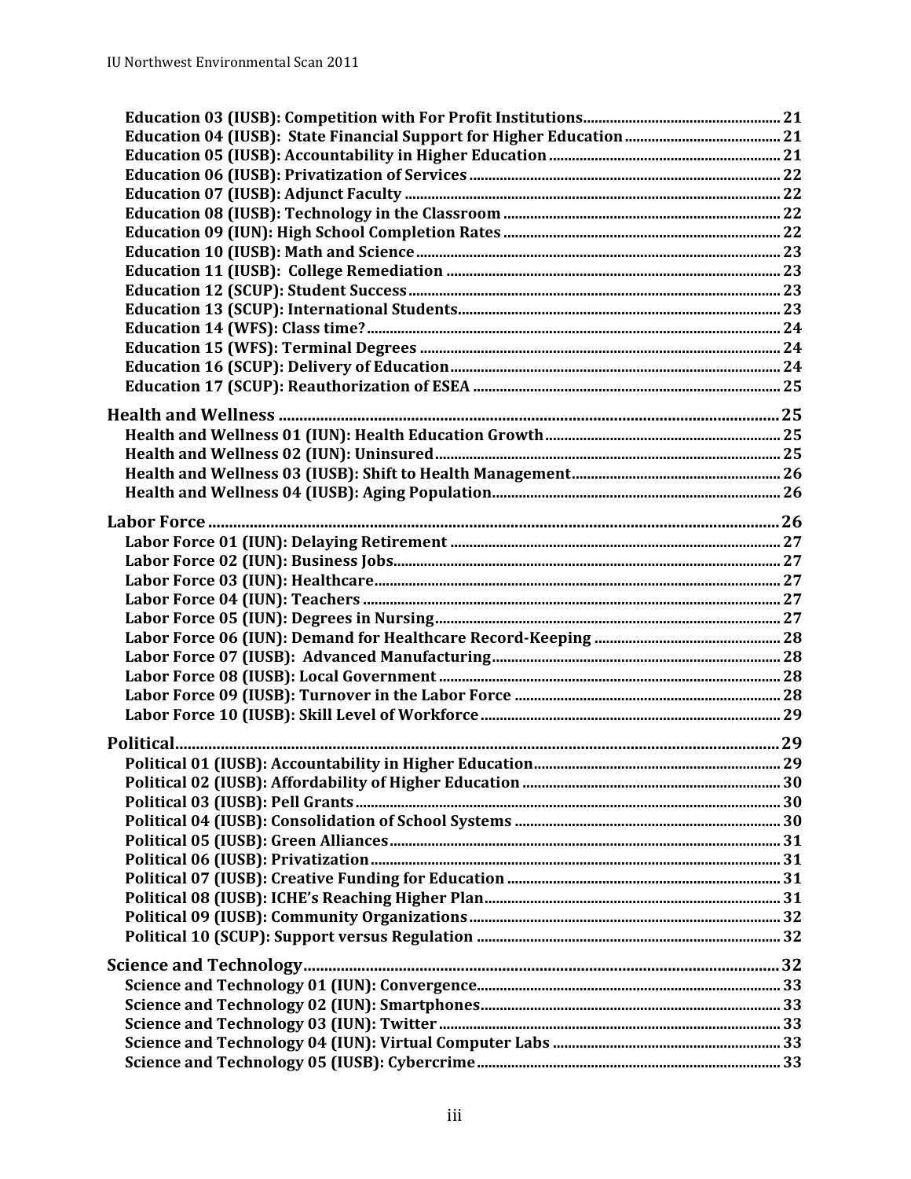Education 03 (IUSB): Competition with For Profit Institutions ........ 21
Education 04 (IUSB): State Financial Support for Higher Education ........ 21
Education 05 (IUSB): Accountability in Higher Education ........ 21
Education 06 (IUSB): Privatization of Services ........ 22
Education 07 (IUSB): Adjunct Faculty ........ 22
Education 08 (IUSB): Technology in the Classroom ........ 22
Education 09 (IUN): High School Completion Rates ........ 22
Education 10 (IUSB): Math and Science ........ 23
Education 11 (IUSB): College Remediation ........ 23
Education 12 (SCUP): Student Success ........ 23
Education 13 (SCUP): International Students ........ 23
Education 14 (WFS): Class time? ........ 24
Education 15 (WFS): Terminal Degrees ........ 24
Education 16 (SCUP): Delivery of Education ........ 24
Education 17 (SCUP): Reauthorization of ESEA ........ 25

**Health and Wellness ........ 25**

Health and Wellness 01 (IUN): Health Education Growth ........ 25
Health and Wellness 02 (IUN): Uninsured ........ 25
Health and Wellness 03 (IUSB): Shift to Health Management ........ 26
Health and Wellness 04 (IUSB): Aging Population ........ 26

**Labor Force ........ 26**

Labor Force 01 (IUN): Delaying Retirement ........ 27
Labor Force 02 (IUN): Business Jobs ........ 27
Labor Force 03 (IUN): Healthcare ........ 27
Labor Force 04 (IUN): Teachers ........ 27
Labor Force 05 (IUN): Degrees in Nursing ........ 27
Labor Force 06 (IUN): Demand for Healthcare Record-Keeping ........ 28
Labor Force 07 (IUSB): Advanced Manufacturing ........ 28
Labor Force 08 (IUSB): Local Government ........ 28
Labor Force 09 (IUSB): Turnover in the Labor Force ........ 28
Labor Force 10 (IUSB): Skill Level of Workforce ........ 29

**Political ........ 29**

Political 01 (IUSB): Accountability in Higher Education ........ 29
Political 02 (IUSB): Affordability of Higher Education ........ 30
Political 03 (IUSB): Pell Grants ........ 30
Political 04 (IUSB): Consolidation of School Systems ........ 30
Political 05 (IUSB): Green Alliances ........ 31
Political 06 (IUSB): Privatization ........ 31
Political 07 (IUSB): Creative Funding for Education ........ 31
Political 08 (IUSB): ICHE's Reaching Higher Plan ........ 31
Political 09 (IUSB): Community Organizations ........ 32
Political 10 (SCUP): Support versus Regulation ........ 32

**Science and Technology ........ 32**

Science and Technology 01 (IUN): Convergence ........ 33
Science and Technology 02 (IUN): Smartphones ........ 33
Science and Technology 03 (IUN): Twitter ........ 33
Science and Technology 04 (IUN): Virtual Computer Labs ........ 33
Science and Technology 05 (IUSB): Cybercrime ........ 33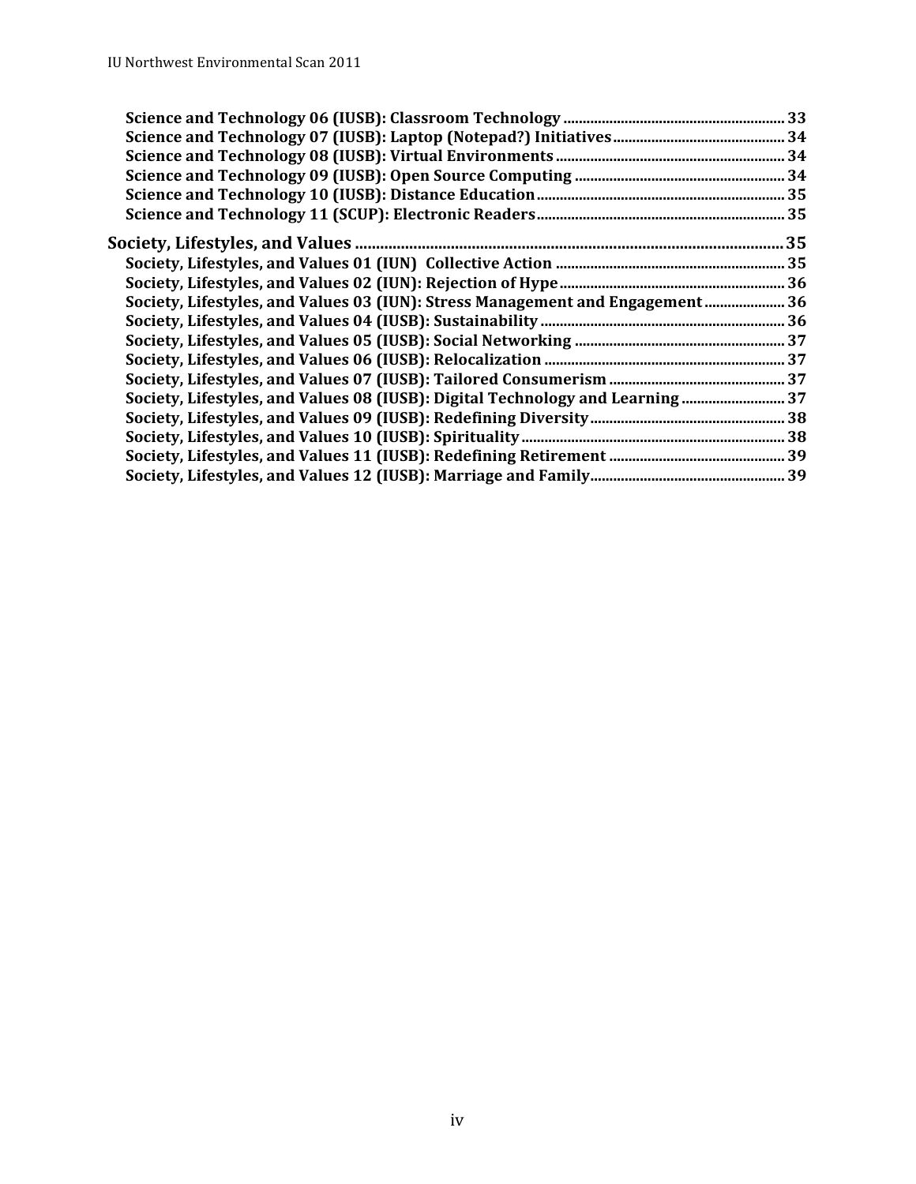**Science and Technology 06 (IUSB): Classroom Technology** ........................................................ 33
**Science and Technology 07 (IUSB): Laptop (Notepad?) Initiatives** ........................................... 34
**Science and Technology 08 (IUSB): Virtual Environments** .......................................................... 34
**Science and Technology 09 (IUSB): Open Source Computing** ..................................................... 34
**Science and Technology 10 (IUSB): Distance Education** ............................................................... 35
**Science and Technology 11 (SCUP): Electronic Readers** ............................................................... 35

**Society, Lifestyles, and Values** ..................................................................................................... 35
**Society, Lifestyles, and Values 01 (IUN) Collective Action** .......................................................... 35
**Society, Lifestyles, and Values 02 (IUN): Rejection of Hype** ......................................................... 36
**Society, Lifestyles, and Values 03 (IUN): Stress Management and Engagement** .................... 36
**Society, Lifestyles, and Values 04 (IUSB): Sustainability** .............................................................. 36
**Society, Lifestyles, and Values 05 (IUSB): Social Networking** ..................................................... 37
**Society, Lifestyles, and Values 06 (IUSB): Relocalization** ............................................................. 37
**Society, Lifestyles, and Values 07 (IUSB): Tailored Consumerism** ............................................ 37
**Society, Lifestyles, and Values 08 (IUSB): Digital Technology and Learning** .......................... 37
**Society, Lifestyles, and Values 09 (IUSB): Redefining Diversity** ................................................. 38
**Society, Lifestyles, and Values 10 (IUSB): Spirituality** ................................................................... 38
**Society, Lifestyles, and Values 11 (IUSB): Redefining Retirement** ............................................ 39
**Society, Lifestyles, and Values 12 (IUSB): Marriage and Family** ................................................. 39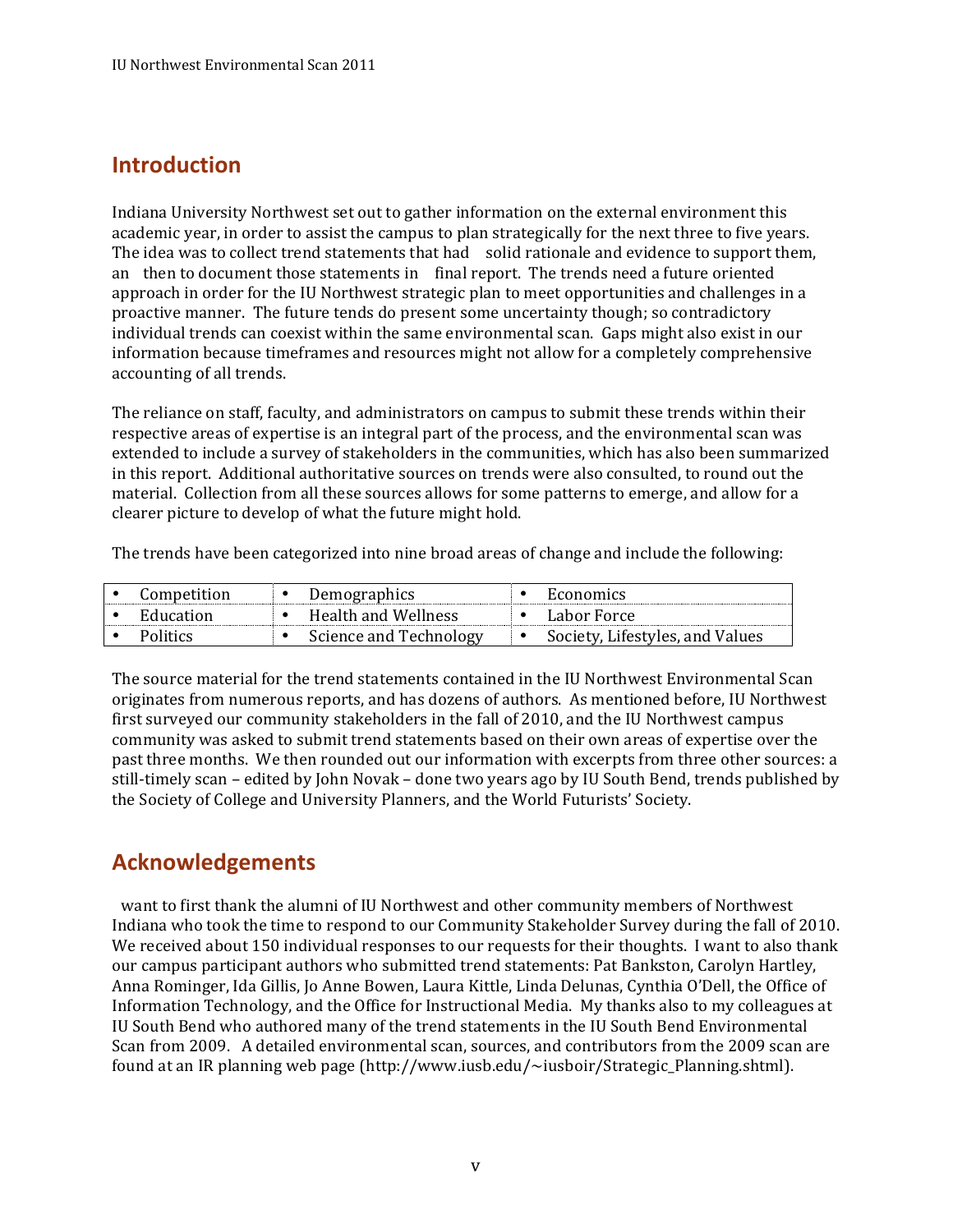## Introduction

Indiana University Northwest set out to gather information on the external environment this academic year, in order to assist the campus to plan strategically for the next three to five years. The idea was to collect trend statements that had solid rationale and evidence to support them, an then to document those statements in final report. The trends need a future oriented approach in order for the IU Northwest strategic plan to meet opportunities and challenges in a proactive manner. The future tends do present some uncertainty though; so contradictory individual trends can coexist within the same environmental scan. Gaps might also exist in our information because timeframes and resources might not allow for a completely comprehensive accounting of all trends.

The reliance on staff, faculty, and administrators on campus to submit these trends within their respective areas of expertise is an integral part of the process, and the environmental scan was extended to include a survey of stakeholders in the communities, which has also been summarized in this report. Additional authoritative sources on trends were also consulted, to round out the material. Collection from all these sources allows for some patterns to emerge, and allow for a clearer picture to develop of what the future might hold.

The trends have been categorized into nine broad areas of change and include the following:

| | | |
|---|---|---|
| • Competition | • Demographics | • Economics |
| • Education | • Health and Wellness | • Labor Force |
| • Politics | • Science and Technology | • Society, Lifestyles, and Values |

The source material for the trend statements contained in the IU Northwest Environmental Scan originates from numerous reports, and has dozens of authors. As mentioned before, IU Northwest first surveyed our community stakeholders in the fall of 2010, and the IU Northwest campus community was asked to submit trend statements based on their own areas of expertise over the past three months. We then rounded out our information with excerpts from three other sources: a still-timely scan – edited by John Novak – done two years ago by IU South Bend, trends published by the Society of College and University Planners, and the World Futurists' Society.

## Acknowledgements

want to first thank the alumni of IU Northwest and other community members of Northwest Indiana who took the time to respond to our Community Stakeholder Survey during the fall of 2010. We received about 150 individual responses to our requests for their thoughts. I want to also thank our campus participant authors who submitted trend statements: Pat Bankston, Carolyn Hartley, Anna Rominger, Ida Gillis, Jo Anne Bowen, Laura Kittle, Linda Delunas, Cynthia O'Dell, the Office of Information Technology, and the Office for Instructional Media. My thanks also to my colleagues at IU South Bend who authored many of the trend statements in the IU South Bend Environmental Scan from 2009. A detailed environmental scan, sources, and contributors from the 2009 scan are found at an IR planning web page (http://www.iusb.edu/~iusboir/Strategic_Planning.shtml).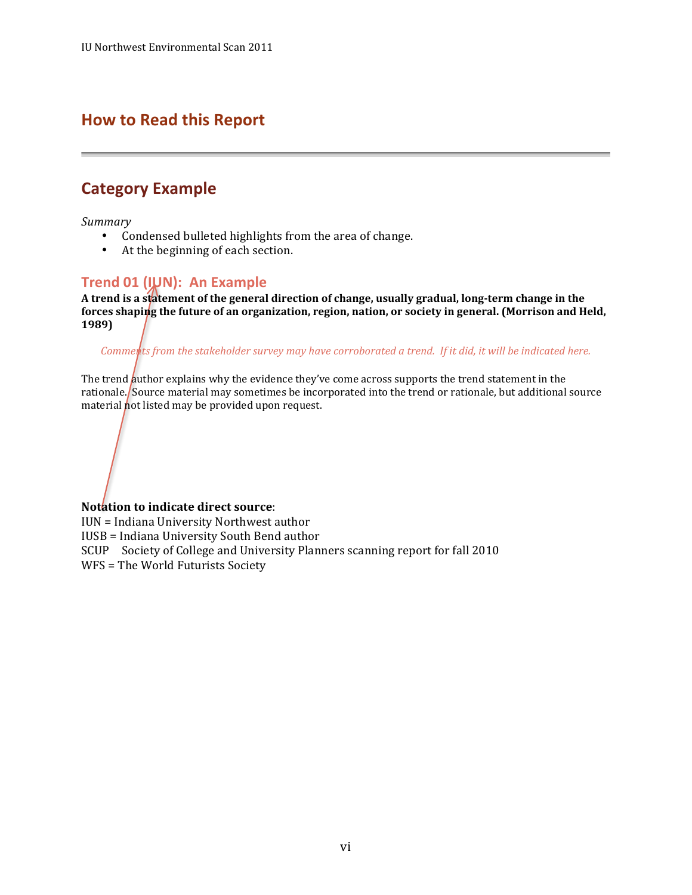# How to Read this Report

## Category Example

*Summary*

- Condensed bulleted highlights from the area of change.
- At the beginning of each section.

### Trend 01 (IUN): An Example

**A trend is a statement of the general direction of change, usually gradual, long-term change in the forces shaping the future of an organization, region, nation, or society in general. (Morrison and Held, 1989)**

*Comments from the stakeholder survey may have corroborated a trend. If it did, it will be indicated here.*

The trend author explains why the evidence they've come across supports the trend statement in the rationale. Source material may sometimes be incorporated into the trend or rationale, but additional source material not listed may be provided upon request.

**Notation to indicate direct source**:

IUN = Indiana University Northwest author
IUSB = Indiana University South Bend author
SCUP Society of College and University Planners scanning report for fall 2010
WFS = The World Futurists Society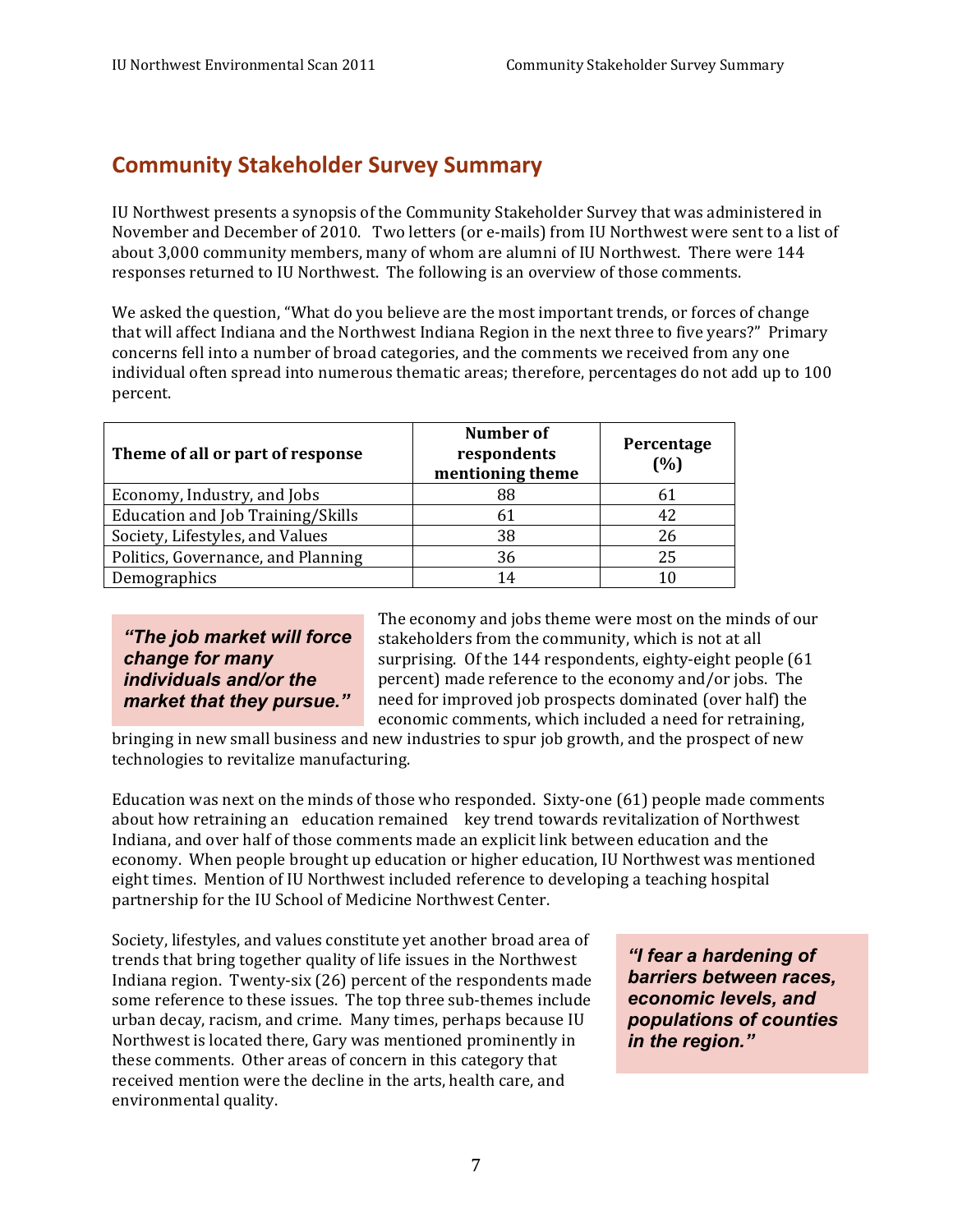## Community Stakeholder Survey Summary

IU Northwest presents a synopsis of the Community Stakeholder Survey that was administered in November and December of 2010. Two letters (or e-mails) from IU Northwest were sent to a list of about 3,000 community members, many of whom are alumni of IU Northwest. There were 144 responses returned to IU Northwest. The following is an overview of those comments.

We asked the question, "What do you believe are the most important trends, or forces of change that will affect Indiana and the Northwest Indiana Region in the next three to five years?" Primary concerns fell into a number of broad categories, and the comments we received from any one individual often spread into numerous thematic areas; therefore, percentages do not add up to 100 percent.

| Theme of all or part of response | Number of respondents mentioning theme | Percentage (%) |
|---|---|---|
| Economy, Industry, and Jobs | 88 | 61 |
| Education and Job Training/Skills | 61 | 42 |
| Society, Lifestyles, and Values | 38 | 26 |
| Politics, Governance, and Planning | 36 | 25 |
| Demographics | 14 | 10 |

***"The job market will force change for many individuals and/or the market that they pursue."***

The economy and jobs theme were most on the minds of our stakeholders from the community, which is not at all surprising. Of the 144 respondents, eighty-eight people (61 percent) made reference to the economy and/or jobs. The need for improved job prospects dominated (over half) the economic comments, which included a need for retraining, bringing in new small business and new industries to spur job growth, and the prospect of new technologies to revitalize manufacturing.

Education was next on the minds of those who responded. Sixty-one (61) people made comments about how retraining an education remained key trend towards revitalization of Northwest Indiana, and over half of those comments made an explicit link between education and the economy. When people brought up education or higher education, IU Northwest was mentioned eight times. Mention of IU Northwest included reference to developing a teaching hospital partnership for the IU School of Medicine Northwest Center.

Society, lifestyles, and values constitute yet another broad area of trends that bring together quality of life issues in the Northwest Indiana region. Twenty-six (26) percent of the respondents made some reference to these issues. The top three sub-themes include urban decay, racism, and crime. Many times, perhaps because IU Northwest is located there, Gary was mentioned prominently in these comments. Other areas of concern in this category that received mention were the decline in the arts, health care, and environmental quality.

***"I fear a hardening of barriers between races, economic levels, and populations of counties in the region."***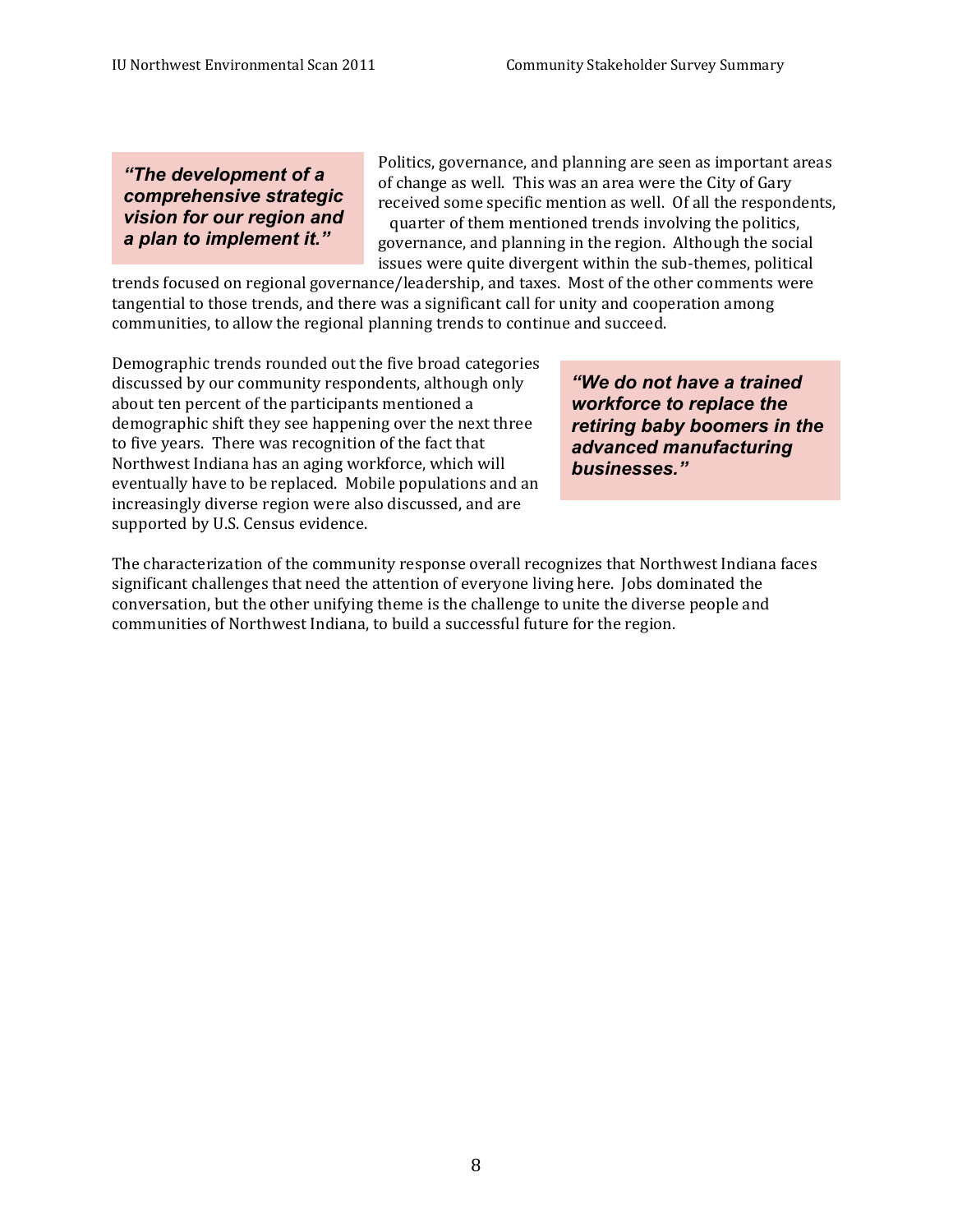> ***"The development of a comprehensive strategic vision for our region and a plan to implement it."***

Politics, governance, and planning are seen as important areas of change as well. This was an area were the City of Gary received some specific mention as well. Of all the respondents, quarter of them mentioned trends involving the politics, governance, and planning in the region. Although the social issues were quite divergent within the sub-themes, political trends focused on regional governance/leadership, and taxes. Most of the other comments were tangential to those trends, and there was a significant call for unity and cooperation among communities, to allow the regional planning trends to continue and succeed.

> ***"We do not have a trained workforce to replace the retiring baby boomers in the advanced manufacturing businesses."***

Demographic trends rounded out the five broad categories discussed by our community respondents, although only about ten percent of the participants mentioned a demographic shift they see happening over the next three to five years. There was recognition of the fact that Northwest Indiana has an aging workforce, which will eventually have to be replaced. Mobile populations and an increasingly diverse region were also discussed, and are supported by U.S. Census evidence.

The characterization of the community response overall recognizes that Northwest Indiana faces significant challenges that need the attention of everyone living here. Jobs dominated the conversation, but the other unifying theme is the challenge to unite the diverse people and communities of Northwest Indiana, to build a successful future for the region.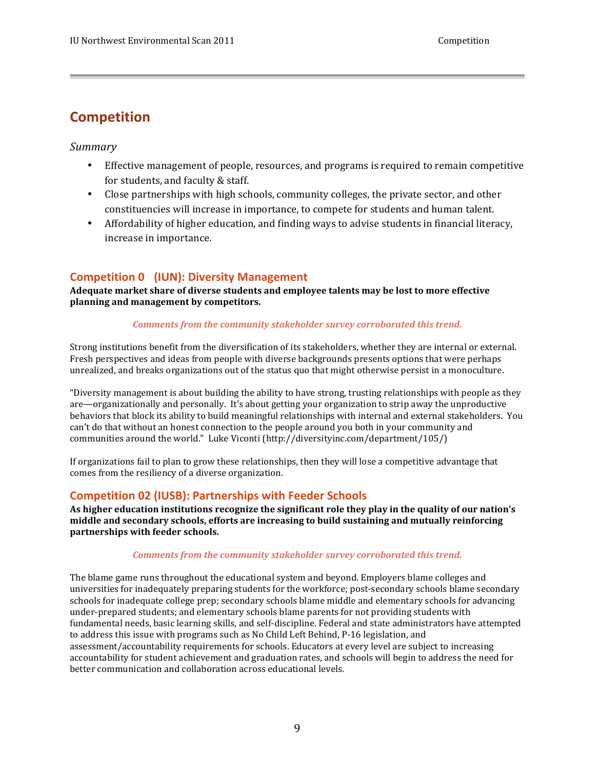# Competition

*Summary*

- Effective management of people, resources, and programs is required to remain competitive for students, and faculty & staff.
- Close partnerships with high schools, community colleges, the private sector, and other constituencies will increase in importance, to compete for students and human talent.
- Affordability of higher education, and finding ways to advise students in financial literacy, increase in importance.

## Competition 0 (IUN): Diversity Management

**Adequate market share of diverse students and employee talents may be lost to more effective planning and management by competitors.**

***Comments from the community stakeholder survey corroborated this trend.***

Strong institutions benefit from the diversification of its stakeholders, whether they are internal or external. Fresh perspectives and ideas from people with diverse backgrounds presents options that were perhaps unrealized, and breaks organizations out of the status quo that might otherwise persist in a monoculture.

"Diversity management is about building the ability to have strong, trusting relationships with people as they are—organizationally and personally. It's about getting your organization to strip away the unproductive behaviors that block its ability to build meaningful relationships with internal and external stakeholders. You can't do that without an honest connection to the people around you both in your community and communities around the world." Luke Viconti (http://diversityinc.com/department/105/)

If organizations fail to plan to grow these relationships, then they will lose a competitive advantage that comes from the resiliency of a diverse organization.

## Competition 02 (IUSB): Partnerships with Feeder Schools

**As higher education institutions recognize the significant role they play in the quality of our nation's middle and secondary schools, efforts are increasing to build sustaining and mutually reinforcing partnerships with feeder schools.**

***Comments from the community stakeholder survey corroborated this trend.***

The blame game runs throughout the educational system and beyond. Employers blame colleges and universities for inadequately preparing students for the workforce; post-secondary schools blame secondary schools for inadequate college prep; secondary schools blame middle and elementary schools for advancing under-prepared students; and elementary schools blame parents for not providing students with fundamental needs, basic learning skills, and self-discipline. Federal and state administrators have attempted to address this issue with programs such as No Child Left Behind, P-16 legislation, and assessment/accountability requirements for schools. Educators at every level are subject to increasing accountability for student achievement and graduation rates, and schools will begin to address the need for better communication and collaboration across educational levels.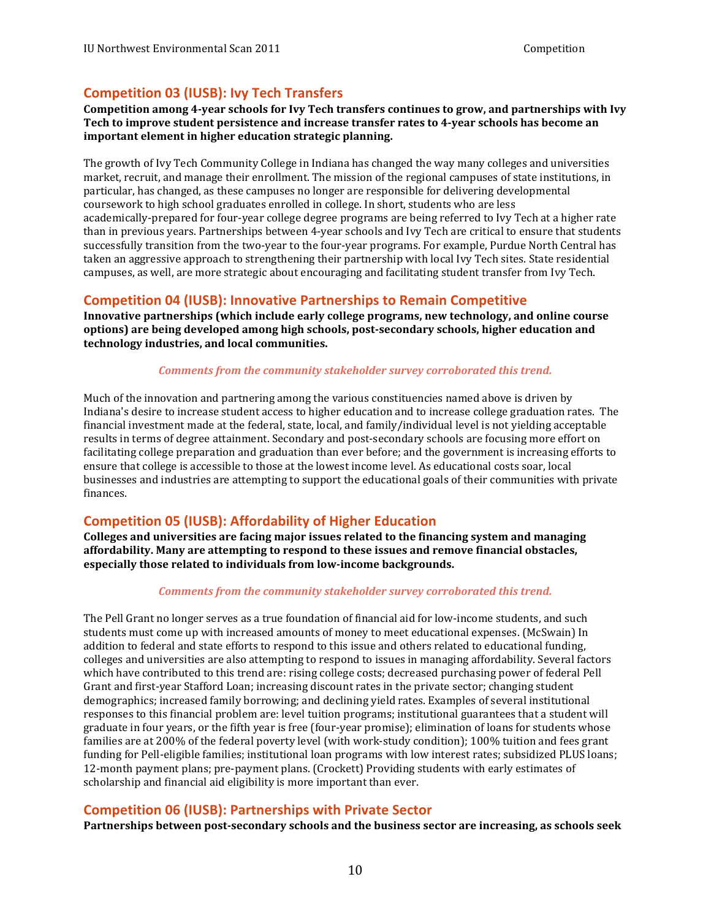## Competition 03 (IUSB): Ivy Tech Transfers

**Competition among 4-year schools for Ivy Tech transfers continues to grow, and partnerships with Ivy Tech to improve student persistence and increase transfer rates to 4-year schools has become an important element in higher education strategic planning.**

The growth of Ivy Tech Community College in Indiana has changed the way many colleges and universities market, recruit, and manage their enrollment. The mission of the regional campuses of state institutions, in particular, has changed, as these campuses no longer are responsible for delivering developmental coursework to high school graduates enrolled in college. In short, students who are less academically-prepared for four-year college degree programs are being referred to Ivy Tech at a higher rate than in previous years. Partnerships between 4-year schools and Ivy Tech are critical to ensure that students successfully transition from the two-year to the four-year programs. For example, Purdue North Central has taken an aggressive approach to strengthening their partnership with local Ivy Tech sites. State residential campuses, as well, are more strategic about encouraging and facilitating student transfer from Ivy Tech.

## Competition 04 (IUSB): Innovative Partnerships to Remain Competitive

**Innovative partnerships (which include early college programs, new technology, and online course options) are being developed among high schools, post-secondary schools, higher education and technology industries, and local communities.**

*Comments from the community stakeholder survey corroborated this trend.*

Much of the innovation and partnering among the various constituencies named above is driven by Indiana's desire to increase student access to higher education and to increase college graduation rates. The financial investment made at the federal, state, local, and family/individual level is not yielding acceptable results in terms of degree attainment. Secondary and post-secondary schools are focusing more effort on facilitating college preparation and graduation than ever before; and the government is increasing efforts to ensure that college is accessible to those at the lowest income level. As educational costs soar, local businesses and industries are attempting to support the educational goals of their communities with private finances.

## Competition 05 (IUSB): Affordability of Higher Education

**Colleges and universities are facing major issues related to the financing system and managing affordability. Many are attempting to respond to these issues and remove financial obstacles, especially those related to individuals from low-income backgrounds.**

*Comments from the community stakeholder survey corroborated this trend.*

The Pell Grant no longer serves as a true foundation of financial aid for low-income students, and such students must come up with increased amounts of money to meet educational expenses. (McSwain) In addition to federal and state efforts to respond to this issue and others related to educational funding, colleges and universities are also attempting to respond to issues in managing affordability. Several factors which have contributed to this trend are: rising college costs; decreased purchasing power of federal Pell Grant and first-year Stafford Loan; increasing discount rates in the private sector; changing student demographics; increased family borrowing; and declining yield rates. Examples of several institutional responses to this financial problem are: level tuition programs; institutional guarantees that a student will graduate in four years, or the fifth year is free (four-year promise); elimination of loans for students whose families are at 200% of the federal poverty level (with work-study condition); 100% tuition and fees grant funding for Pell-eligible families; institutional loan programs with low interest rates; subsidized PLUS loans; 12-month payment plans; pre-payment plans. (Crockett) Providing students with early estimates of scholarship and financial aid eligibility is more important than ever.

## Competition 06 (IUSB): Partnerships with Private Sector

**Partnerships between post-secondary schools and the business sector are increasing, as schools seek**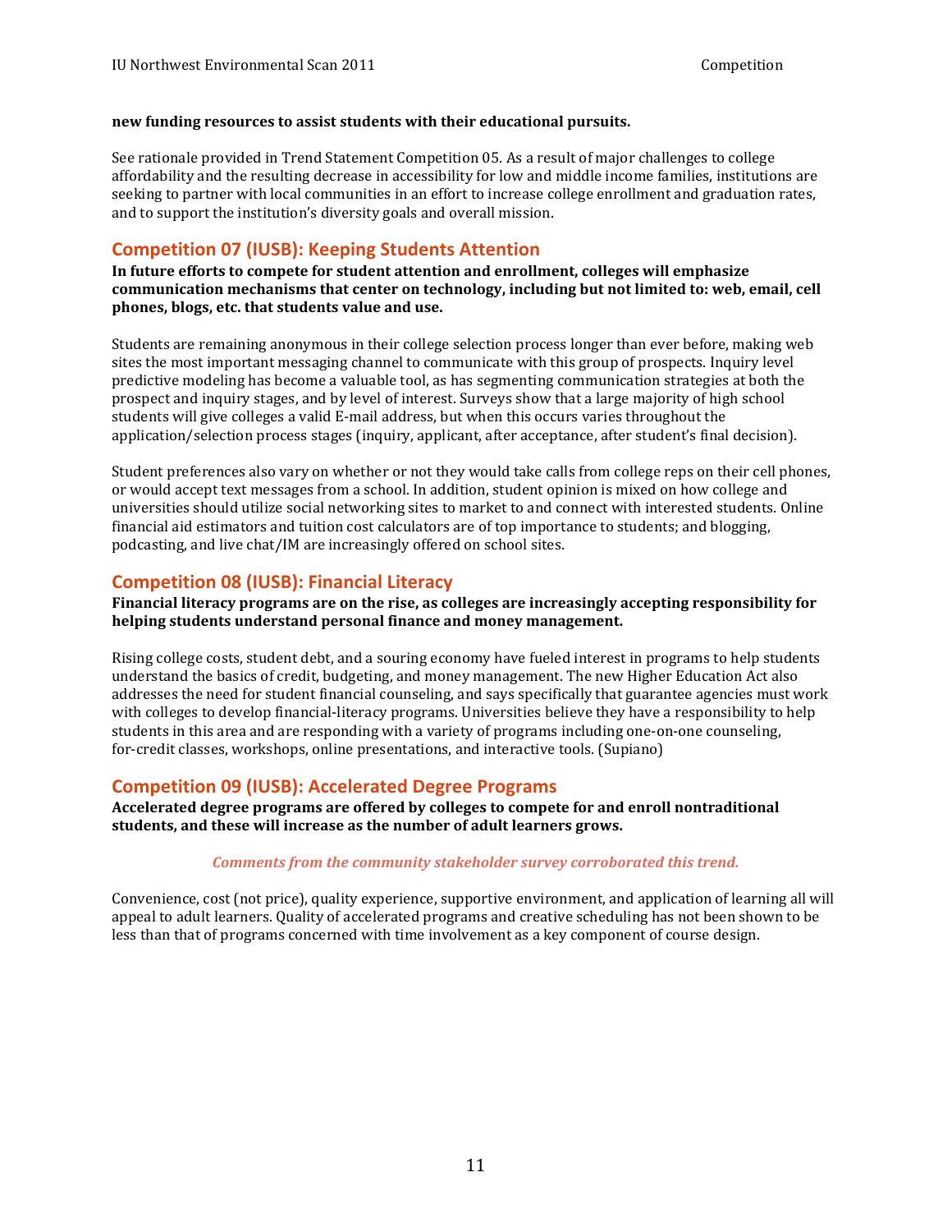**new funding resources to assist students with their educational pursuits.**

See rationale provided in Trend Statement Competition 05. As a result of major challenges to college affordability and the resulting decrease in accessibility for low and middle income families, institutions are seeking to partner with local communities in an effort to increase college enrollment and graduation rates, and to support the institution's diversity goals and overall mission.

## Competition 07 (IUSB): Keeping Students Attention

**In future efforts to compete for student attention and enrollment, colleges will emphasize communication mechanisms that center on technology, including but not limited to: web, email, cell phones, blogs, etc. that students value and use.**

Students are remaining anonymous in their college selection process longer than ever before, making web sites the most important messaging channel to communicate with this group of prospects. Inquiry level predictive modeling has become a valuable tool, as has segmenting communication strategies at both the prospect and inquiry stages, and by level of interest. Surveys show that a large majority of high school students will give colleges a valid E-mail address, but when this occurs varies throughout the application/selection process stages (inquiry, applicant, after acceptance, after student's final decision).

Student preferences also vary on whether or not they would take calls from college reps on their cell phones, or would accept text messages from a school. In addition, student opinion is mixed on how college and universities should utilize social networking sites to market to and connect with interested students. Online financial aid estimators and tuition cost calculators are of top importance to students; and blogging, podcasting, and live chat/IM are increasingly offered on school sites.

## Competition 08 (IUSB): Financial Literacy

**Financial literacy programs are on the rise, as colleges are increasingly accepting responsibility for helping students understand personal finance and money management.**

Rising college costs, student debt, and a souring economy have fueled interest in programs to help students understand the basics of credit, budgeting, and money management. The new Higher Education Act also addresses the need for student financial counseling, and says specifically that guarantee agencies must work with colleges to develop financial-literacy programs. Universities believe they have a responsibility to help students in this area and are responding with a variety of programs including one-on-one counseling, for-credit classes, workshops, online presentations, and interactive tools. (Supiano)

## Competition 09 (IUSB): Accelerated Degree Programs

**Accelerated degree programs are offered by colleges to compete for and enroll nontraditional students, and these will increase as the number of adult learners grows.**

***Comments from the community stakeholder survey corroborated this trend.***

Convenience, cost (not price), quality experience, supportive environment, and application of learning all will appeal to adult learners. Quality of accelerated programs and creative scheduling has not been shown to be less than that of programs concerned with time involvement as a key component of course design.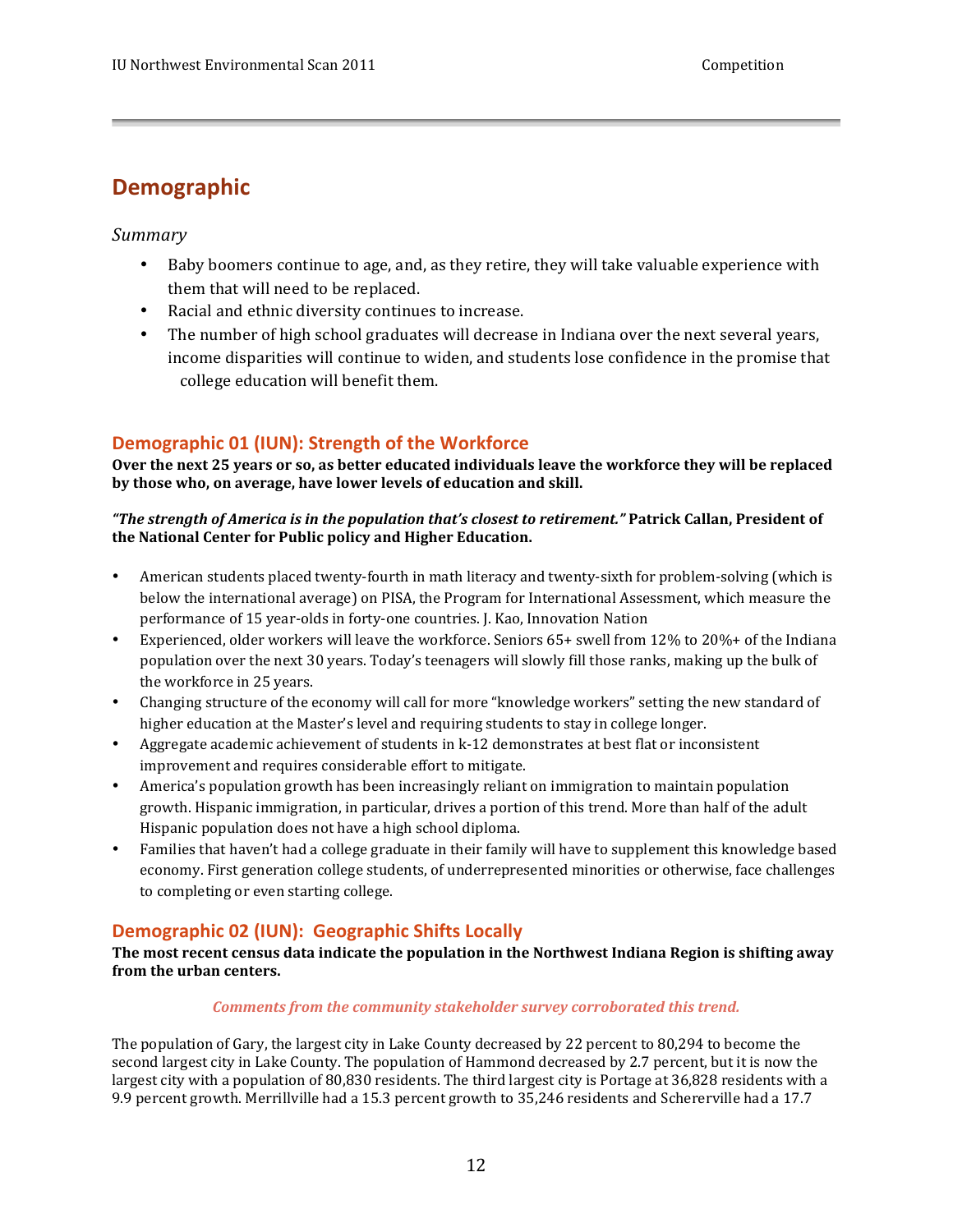# Demographic

*Summary*

- Baby boomers continue to age, and, as they retire, they will take valuable experience with them that will need to be replaced.
- Racial and ethnic diversity continues to increase.
- The number of high school graduates will decrease in Indiana over the next several years, income disparities will continue to widen, and students lose confidence in the promise that college education will benefit them.

## Demographic 01 (IUN): Strength of the Workforce

**Over the next 25 years or so, as better educated individuals leave the workforce they will be replaced by those who, on average, have lower levels of education and skill.**

***"The strength of America is in the population that's closest to retirement."* Patrick Callan, President of the National Center for Public policy and Higher Education.**

- American students placed twenty-fourth in math literacy and twenty-sixth for problem-solving (which is below the international average) on PISA, the Program for International Assessment, which measure the performance of 15 year-olds in forty-one countries. J. Kao, Innovation Nation
- Experienced, older workers will leave the workforce. Seniors 65+ swell from 12% to 20%+ of the Indiana population over the next 30 years. Today's teenagers will slowly fill those ranks, making up the bulk of the workforce in 25 years.
- Changing structure of the economy will call for more "knowledge workers" setting the new standard of higher education at the Master's level and requiring students to stay in college longer.
- Aggregate academic achievement of students in k-12 demonstrates at best flat or inconsistent improvement and requires considerable effort to mitigate.
- America's population growth has been increasingly reliant on immigration to maintain population growth. Hispanic immigration, in particular, drives a portion of this trend. More than half of the adult Hispanic population does not have a high school diploma.
- Families that haven't had a college graduate in their family will have to supplement this knowledge based economy. First generation college students, of underrepresented minorities or otherwise, face challenges to completing or even starting college.

## Demographic 02 (IUN): Geographic Shifts Locally

**The most recent census data indicate the population in the Northwest Indiana Region is shifting away from the urban centers.**

***Comments from the community stakeholder survey corroborated this trend.***

The population of Gary, the largest city in Lake County decreased by 22 percent to 80,294 to become the second largest city in Lake County. The population of Hammond decreased by 2.7 percent, but it is now the largest city with a population of 80,830 residents. The third largest city is Portage at 36,828 residents with a 9.9 percent growth. Merrillville had a 15.3 percent growth to 35,246 residents and Schererville had a 17.7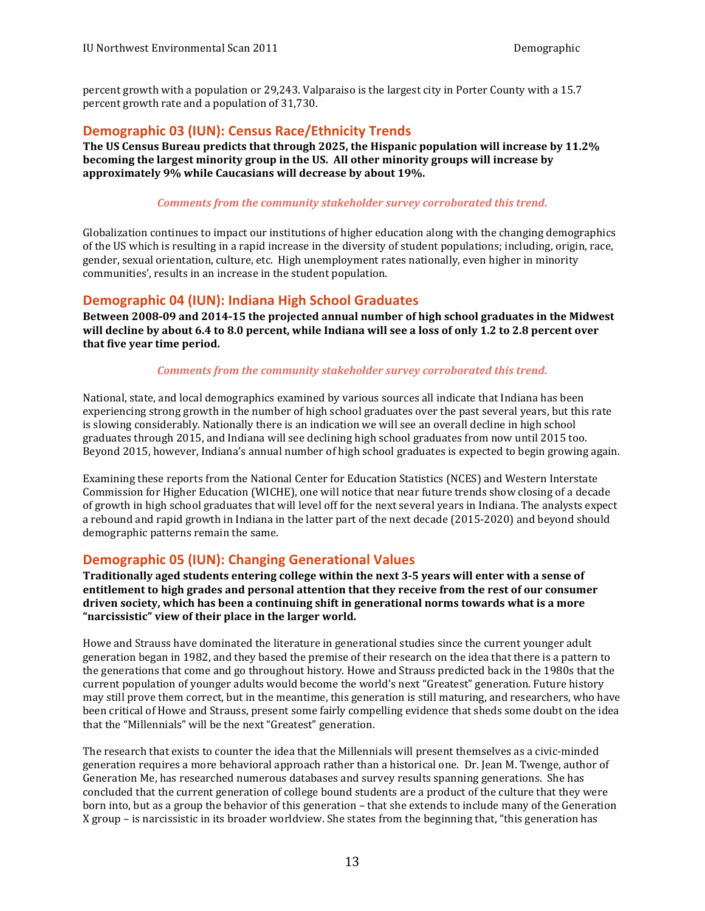percent growth with a population or 29,243. Valparaiso is the largest city in Porter County with a 15.7 percent growth rate and a population of 31,730.

## Demographic 03 (IUN): Census Race/Ethnicity Trends

**The US Census Bureau predicts that through 2025, the Hispanic population will increase by 11.2% becoming the largest minority group in the US. All other minority groups will increase by approximately 9% while Caucasians will decrease by about 19%.**

***Comments from the community stakeholder survey corroborated this trend.***

Globalization continues to impact our institutions of higher education along with the changing demographics of the US which is resulting in a rapid increase in the diversity of student populations; including, origin, race, gender, sexual orientation, culture, etc. High unemployment rates nationally, even higher in minority communities', results in an increase in the student population.

## Demographic 04 (IUN): Indiana High School Graduates

**Between 2008-09 and 2014-15 the projected annual number of high school graduates in the Midwest will decline by about 6.4 to 8.0 percent, while Indiana will see a loss of only 1.2 to 2.8 percent over that five year time period.**

***Comments from the community stakeholder survey corroborated this trend.***

National, state, and local demographics examined by various sources all indicate that Indiana has been experiencing strong growth in the number of high school graduates over the past several years, but this rate is slowing considerably. Nationally there is an indication we will see an overall decline in high school graduates through 2015, and Indiana will see declining high school graduates from now until 2015 too. Beyond 2015, however, Indiana's annual number of high school graduates is expected to begin growing again.

Examining these reports from the National Center for Education Statistics (NCES) and Western Interstate Commission for Higher Education (WICHE), one will notice that near future trends show closing of a decade of growth in high school graduates that will level off for the next several years in Indiana. The analysts expect a rebound and rapid growth in Indiana in the latter part of the next decade (2015-2020) and beyond should demographic patterns remain the same.

## Demographic 05 (IUN): Changing Generational Values

**Traditionally aged students entering college within the next 3-5 years will enter with a sense of entitlement to high grades and personal attention that they receive from the rest of our consumer driven society, which has been a continuing shift in generational norms towards what is a more "narcissistic" view of their place in the larger world.**

Howe and Strauss have dominated the literature in generational studies since the current younger adult generation began in 1982, and they based the premise of their research on the idea that there is a pattern to the generations that come and go throughout history. Howe and Strauss predicted back in the 1980s that the current population of younger adults would become the world's next "Greatest" generation. Future history may still prove them correct, but in the meantime, this generation is still maturing, and researchers, who have been critical of Howe and Strauss, present some fairly compelling evidence that sheds some doubt on the idea that the "Millennials" will be the next "Greatest" generation.

The research that exists to counter the idea that the Millennials will present themselves as a civic-minded generation requires a more behavioral approach rather than a historical one. Dr. Jean M. Twenge, author of Generation Me, has researched numerous databases and survey results spanning generations. She has concluded that the current generation of college bound students are a product of the culture that they were born into, but as a group the behavior of this generation – that she extends to include many of the Generation X group – is narcissistic in its broader worldview. She states from the beginning that, "this generation has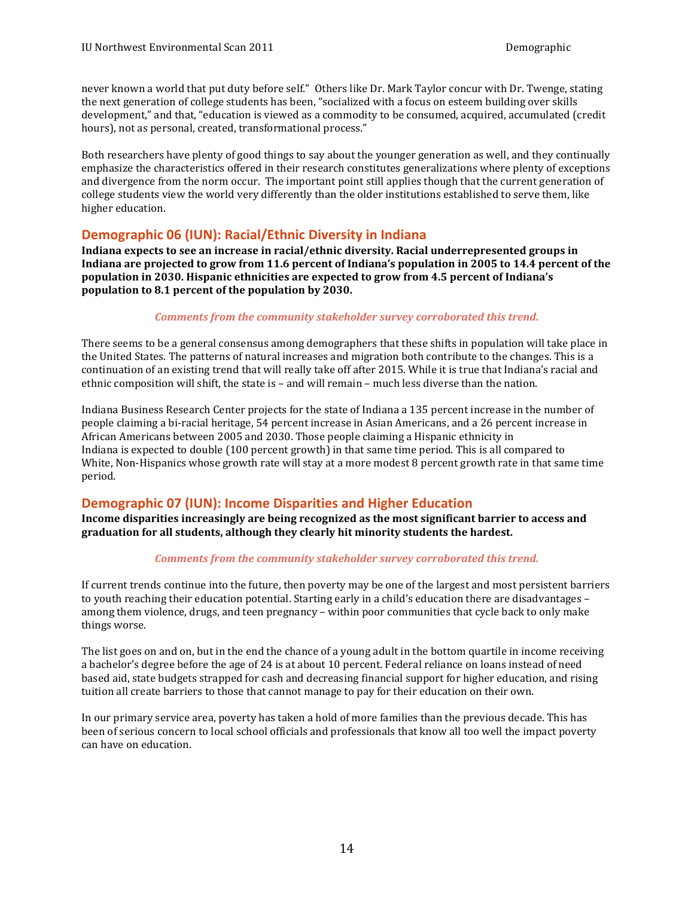never known a world that put duty before self." Others like Dr. Mark Taylor concur with Dr. Twenge, stating the next generation of college students has been, "socialized with a focus on esteem building over skills development," and that, "education is viewed as a commodity to be consumed, acquired, accumulated (credit hours), not as personal, created, transformational process."

Both researchers have plenty of good things to say about the younger generation as well, and they continually emphasize the characteristics offered in their research constitutes generalizations where plenty of exceptions and divergence from the norm occur. The important point still applies though that the current generation of college students view the world very differently than the older institutions established to serve them, like higher education.

## Demographic 06 (IUN): Racial/Ethnic Diversity in Indiana

**Indiana expects to see an increase in racial/ethnic diversity. Racial underrepresented groups in Indiana are projected to grow from 11.6 percent of Indiana's population in 2005 to 14.4 percent of the population in 2030. Hispanic ethnicities are expected to grow from 4.5 percent of Indiana's population to 8.1 percent of the population by 2030.**

***Comments from the community stakeholder survey corroborated this trend.***

There seems to be a general consensus among demographers that these shifts in population will take place in the United States. The patterns of natural increases and migration both contribute to the changes. This is a continuation of an existing trend that will really take off after 2015. While it is true that Indiana's racial and ethnic composition will shift, the state is – and will remain – much less diverse than the nation.

Indiana Business Research Center projects for the state of Indiana a 135 percent increase in the number of people claiming a bi-racial heritage, 54 percent increase in Asian Americans, and a 26 percent increase in African Americans between 2005 and 2030. Those people claiming a Hispanic ethnicity in Indiana is expected to double (100 percent growth) in that same time period. This is all compared to White, Non-Hispanics whose growth rate will stay at a more modest 8 percent growth rate in that same time period.

## Demographic 07 (IUN): Income Disparities and Higher Education

**Income disparities increasingly are being recognized as the most significant barrier to access and graduation for all students, although they clearly hit minority students the hardest.**

***Comments from the community stakeholder survey corroborated this trend.***

If current trends continue into the future, then poverty may be one of the largest and most persistent barriers to youth reaching their education potential. Starting early in a child's education there are disadvantages – among them violence, drugs, and teen pregnancy – within poor communities that cycle back to only make things worse.

The list goes on and on, but in the end the chance of a young adult in the bottom quartile in income receiving a bachelor's degree before the age of 24 is at about 10 percent. Federal reliance on loans instead of need based aid, state budgets strapped for cash and decreasing financial support for higher education, and rising tuition all create barriers to those that cannot manage to pay for their education on their own.

In our primary service area, poverty has taken a hold of more families than the previous decade. This has been of serious concern to local school officials and professionals that know all too well the impact poverty can have on education.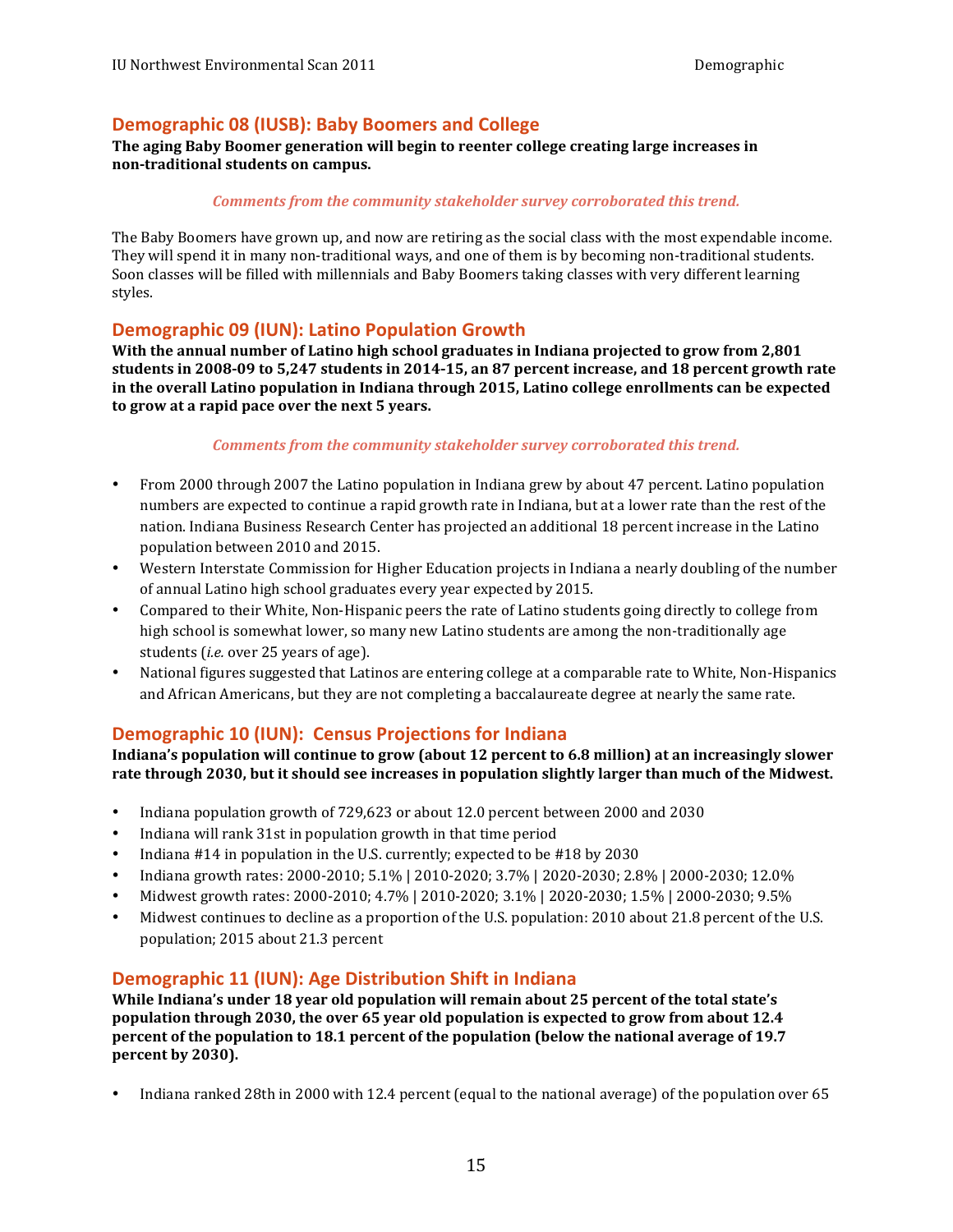## Demographic 08 (IUSB): Baby Boomers and College

**The aging Baby Boomer generation will begin to reenter college creating large increases in non-traditional students on campus.**

***Comments from the community stakeholder survey corroborated this trend.***

The Baby Boomers have grown up, and now are retiring as the social class with the most expendable income. They will spend it in many non-traditional ways, and one of them is by becoming non-traditional students. Soon classes will be filled with millennials and Baby Boomers taking classes with very different learning styles.

## Demographic 09 (IUN): Latino Population Growth

**With the annual number of Latino high school graduates in Indiana projected to grow from 2,801 students in 2008-09 to 5,247 students in 2014-15, an 87 percent increase, and 18 percent growth rate in the overall Latino population in Indiana through 2015, Latino college enrollments can be expected to grow at a rapid pace over the next 5 years.**

***Comments from the community stakeholder survey corroborated this trend.***

- From 2000 through 2007 the Latino population in Indiana grew by about 47 percent. Latino population numbers are expected to continue a rapid growth rate in Indiana, but at a lower rate than the rest of the nation. Indiana Business Research Center has projected an additional 18 percent increase in the Latino population between 2010 and 2015.
- Western Interstate Commission for Higher Education projects in Indiana a nearly doubling of the number of annual Latino high school graduates every year expected by 2015.
- Compared to their White, Non-Hispanic peers the rate of Latino students going directly to college from high school is somewhat lower, so many new Latino students are among the non-traditionally age students (*i.e.* over 25 years of age).
- National figures suggested that Latinos are entering college at a comparable rate to White, Non-Hispanics and African Americans, but they are not completing a baccalaureate degree at nearly the same rate.

## Demographic 10 (IUN): Census Projections for Indiana

**Indiana's population will continue to grow (about 12 percent to 6.8 million) at an increasingly slower rate through 2030, but it should see increases in population slightly larger than much of the Midwest.**

- Indiana population growth of 729,623 or about 12.0 percent between 2000 and 2030
- Indiana will rank 31st in population growth in that time period
- Indiana #14 in population in the U.S. currently; expected to be #18 by 2030
- Indiana growth rates: 2000-2010; 5.1% | 2010-2020; 3.7% | 2020-2030; 2.8% | 2000-2030; 12.0%
- Midwest growth rates: 2000-2010; 4.7% | 2010-2020; 3.1% | 2020-2030; 1.5% | 2000-2030; 9.5%
- Midwest continues to decline as a proportion of the U.S. population: 2010 about 21.8 percent of the U.S. population; 2015 about 21.3 percent

## Demographic 11 (IUN): Age Distribution Shift in Indiana

**While Indiana's under 18 year old population will remain about 25 percent of the total state's population through 2030, the over 65 year old population is expected to grow from about 12.4 percent of the population to 18.1 percent of the population (below the national average of 19.7 percent by 2030).**

- Indiana ranked 28th in 2000 with 12.4 percent (equal to the national average) of the population over 65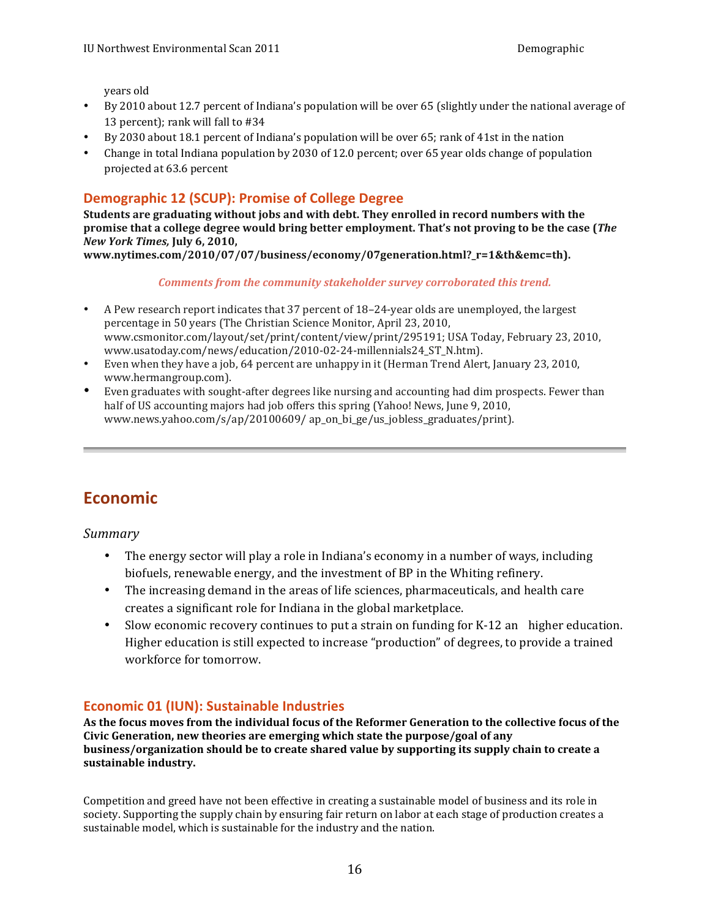years old

- By 2010 about 12.7 percent of Indiana's population will be over 65 (slightly under the national average of 13 percent); rank will fall to #34
- By 2030 about 18.1 percent of Indiana's population will be over 65; rank of 41st in the nation
- Change in total Indiana population by 2030 of 12.0 percent; over 65 year olds change of population projected at 63.6 percent

### Demographic 12 (SCUP): Promise of College Degree

**Students are graduating without jobs and with debt. They enrolled in record numbers with the promise that a college degree would bring better employment. That's not proving to be the case (*The New York Times,* July 6, 2010, www.nytimes.com/2010/07/07/business/economy/07generation.html?_r=1&th&emc=th).**

*Comments from the community stakeholder survey corroborated this trend.*

- A Pew research report indicates that 37 percent of 18–24-year olds are unemployed, the largest percentage in 50 years (The Christian Science Monitor, April 23, 2010, www.csmonitor.com/layout/set/print/content/view/print/295191; USA Today, February 23, 2010, www.usatoday.com/news/education/2010-02-24-millennials24_ST_N.htm).
- Even when they have a job, 64 percent are unhappy in it (Herman Trend Alert, January 23, 2010, www.hermangroup.com).
- Even graduates with sought-after degrees like nursing and accounting had dim prospects. Fewer than half of US accounting majors had job offers this spring (Yahoo! News, June 9, 2010, www.news.yahoo.com/s/ap/20100609/ ap_on_bi_ge/us_jobless_graduates/print).

## Economic

*Summary*

- The energy sector will play a role in Indiana's economy in a number of ways, including biofuels, renewable energy, and the investment of BP in the Whiting refinery.
- The increasing demand in the areas of life sciences, pharmaceuticals, and health care creates a significant role for Indiana in the global marketplace.
- Slow economic recovery continues to put a strain on funding for K-12 an higher education. Higher education is still expected to increase "production" of degrees, to provide a trained workforce for tomorrow.

### Economic 01 (IUN): Sustainable Industries

**As the focus moves from the individual focus of the Reformer Generation to the collective focus of the Civic Generation, new theories are emerging which state the purpose/goal of any business/organization should be to create shared value by supporting its supply chain to create a sustainable industry.**

Competition and greed have not been effective in creating a sustainable model of business and its role in society. Supporting the supply chain by ensuring fair return on labor at each stage of production creates a sustainable model, which is sustainable for the industry and the nation.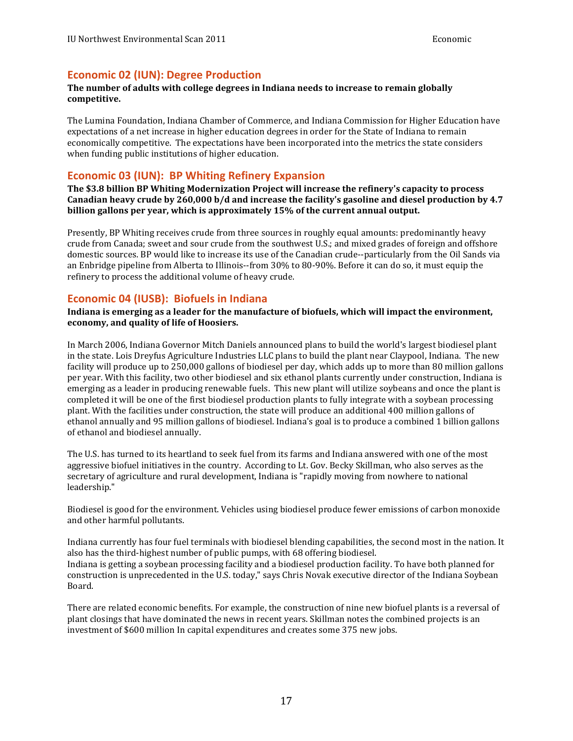## Economic 02 (IUN): Degree Production

**The number of adults with college degrees in Indiana needs to increase to remain globally competitive.**

The Lumina Foundation, Indiana Chamber of Commerce, and Indiana Commission for Higher Education have expectations of a net increase in higher education degrees in order for the State of Indiana to remain economically competitive. The expectations have been incorporated into the metrics the state considers when funding public institutions of higher education.

## Economic 03 (IUN): BP Whiting Refinery Expansion

**The $3.8 billion BP Whiting Modernization Project will increase the refinery's capacity to process Canadian heavy crude by 260,000 b/d and increase the facility's gasoline and diesel production by 4.7 billion gallons per year, which is approximately 15% of the current annual output.**

Presently, BP Whiting receives crude from three sources in roughly equal amounts: predominantly heavy crude from Canada; sweet and sour crude from the southwest U.S.; and mixed grades of foreign and offshore domestic sources. BP would like to increase its use of the Canadian crude--particularly from the Oil Sands via an Enbridge pipeline from Alberta to Illinois--from 30% to 80-90%. Before it can do so, it must equip the refinery to process the additional volume of heavy crude.

## Economic 04 (IUSB): Biofuels in Indiana

**Indiana is emerging as a leader for the manufacture of biofuels, which will impact the environment, economy, and quality of life of Hoosiers.**

In March 2006, Indiana Governor Mitch Daniels announced plans to build the world's largest biodiesel plant in the state. Lois Dreyfus Agriculture Industries LLC plans to build the plant near Claypool, Indiana. The new facility will produce up to 250,000 gallons of biodiesel per day, which adds up to more than 80 million gallons per year. With this facility, two other biodiesel and six ethanol plants currently under construction, Indiana is emerging as a leader in producing renewable fuels. This new plant will utilize soybeans and once the plant is completed it will be one of the first biodiesel production plants to fully integrate with a soybean processing plant. With the facilities under construction, the state will produce an additional 400 million gallons of ethanol annually and 95 million gallons of biodiesel. Indiana's goal is to produce a combined 1 billion gallons of ethanol and biodiesel annually.

The U.S. has turned to its heartland to seek fuel from its farms and Indiana answered with one of the most aggressive biofuel initiatives in the country. According to Lt. Gov. Becky Skillman, who also serves as the secretary of agriculture and rural development, Indiana is "rapidly moving from nowhere to national leadership."

Biodiesel is good for the environment. Vehicles using biodiesel produce fewer emissions of carbon monoxide and other harmful pollutants.

Indiana currently has four fuel terminals with biodiesel blending capabilities, the second most in the nation. It also has the third-highest number of public pumps, with 68 offering biodiesel.
Indiana is getting a soybean processing facility and a biodiesel production facility. To have both planned for construction is unprecedented in the U.S. today," says Chris Novak executive director of the Indiana Soybean Board.

There are related economic benefits. For example, the construction of nine new biofuel plants is a reversal of plant closings that have dominated the news in recent years. Skillman notes the combined projects is an investment of $600 million In capital expenditures and creates some 375 new jobs.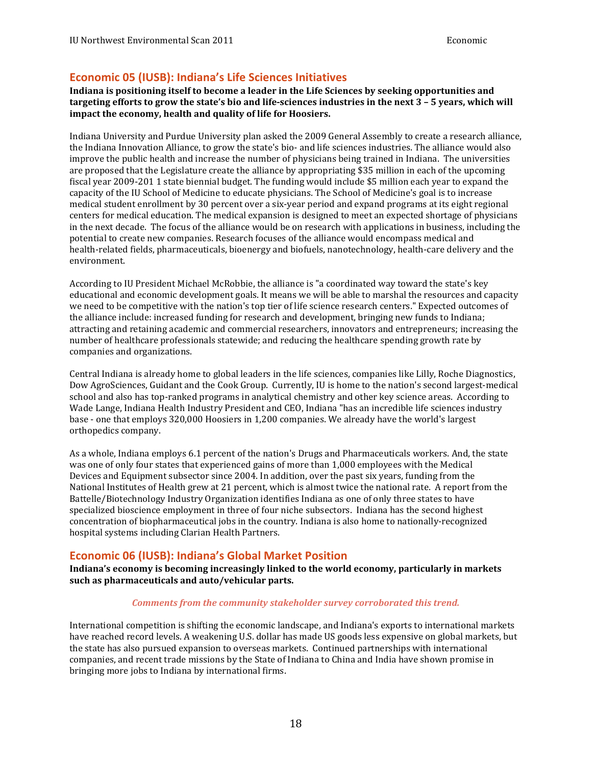## Economic 05 (IUSB): Indiana's Life Sciences Initiatives

**Indiana is positioning itself to become a leader in the Life Sciences by seeking opportunities and targeting efforts to grow the state's bio and life-sciences industries in the next 3 – 5 years, which will impact the economy, health and quality of life for Hoosiers.**

Indiana University and Purdue University plan asked the 2009 General Assembly to create a research alliance, the Indiana Innovation Alliance, to grow the state's bio- and life sciences industries. The alliance would also improve the public health and increase the number of physicians being trained in Indiana. The universities are proposed that the Legislature create the alliance by appropriating $35 million in each of the upcoming fiscal year 2009-201 1 state biennial budget. The funding would include $5 million each year to expand the capacity of the IU School of Medicine to educate physicians. The School of Medicine's goal is to increase medical student enrollment by 30 percent over a six-year period and expand programs at its eight regional centers for medical education. The medical expansion is designed to meet an expected shortage of physicians in the next decade. The focus of the alliance would be on research with applications in business, including the potential to create new companies. Research focuses of the alliance would encompass medical and health-related fields, pharmaceuticals, bioenergy and biofuels, nanotechnology, health-care delivery and the environment.

According to IU President Michael McRobbie, the alliance is "a coordinated way toward the state's key educational and economic development goals. It means we will be able to marshal the resources and capacity we need to be competitive with the nation's top tier of life science research centers." Expected outcomes of the alliance include: increased funding for research and development, bringing new funds to Indiana; attracting and retaining academic and commercial researchers, innovators and entrepreneurs; increasing the number of healthcare professionals statewide; and reducing the healthcare spending growth rate by companies and organizations.

Central Indiana is already home to global leaders in the life sciences, companies like Lilly, Roche Diagnostics, Dow AgroSciences, Guidant and the Cook Group. Currently, IU is home to the nation's second largest-medical school and also has top-ranked programs in analytical chemistry and other key science areas. According to Wade Lange, Indiana Health Industry President and CEO, Indiana "has an incredible life sciences industry base - one that employs 320,000 Hoosiers in 1,200 companies. We already have the world's largest orthopedics company.

As a whole, Indiana employs 6.1 percent of the nation's Drugs and Pharmaceuticals workers. And, the state was one of only four states that experienced gains of more than 1,000 employees with the Medical Devices and Equipment subsector since 2004. In addition, over the past six years, funding from the National Institutes of Health grew at 21 percent, which is almost twice the national rate. A report from the Battelle/Biotechnology Industry Organization identifies Indiana as one of only three states to have specialized bioscience employment in three of four niche subsectors. Indiana has the second highest concentration of biopharmaceutical jobs in the country. Indiana is also home to nationally-recognized hospital systems including Clarian Health Partners.

## Economic 06 (IUSB): Indiana's Global Market Position

**Indiana's economy is becoming increasingly linked to the world economy, particularly in markets such as pharmaceuticals and auto/vehicular parts.**

***Comments from the community stakeholder survey corroborated this trend.***

International competition is shifting the economic landscape, and Indiana's exports to international markets have reached record levels. A weakening U.S. dollar has made US goods less expensive on global markets, but the state has also pursued expansion to overseas markets. Continued partnerships with international companies, and recent trade missions by the State of Indiana to China and India have shown promise in bringing more jobs to Indiana by international firms.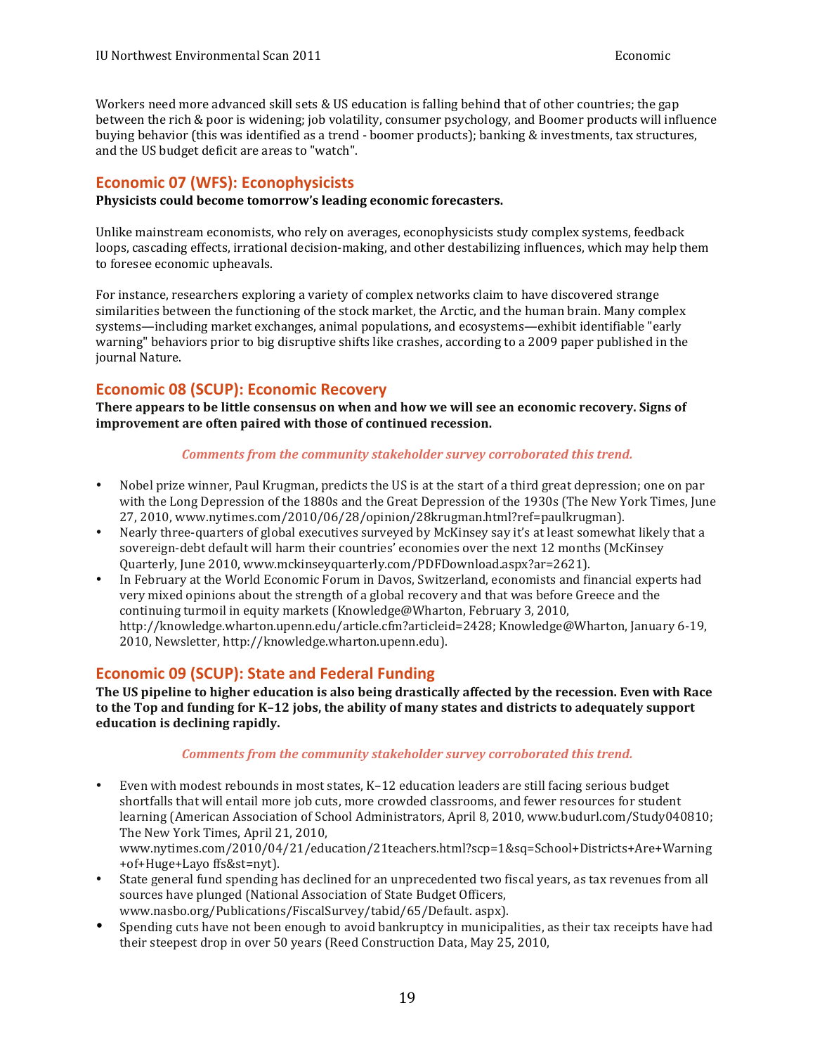Workers need more advanced skill sets & US education is falling behind that of other countries; the gap between the rich & poor is widening; job volatility, consumer psychology, and Boomer products will influence buying behavior (this was identified as a trend - boomer products); banking & investments, tax structures, and the US budget deficit are areas to "watch".

## Economic 07 (WFS): Econophysicists

**Physicists could become tomorrow's leading economic forecasters.**

Unlike mainstream economists, who rely on averages, econophysicists study complex systems, feedback loops, cascading effects, irrational decision-making, and other destabilizing influences, which may help them to foresee economic upheavals.

For instance, researchers exploring a variety of complex networks claim to have discovered strange similarities between the functioning of the stock market, the Arctic, and the human brain. Many complex systems—including market exchanges, animal populations, and ecosystems—exhibit identifiable "early warning" behaviors prior to big disruptive shifts like crashes, according to a 2009 paper published in the journal Nature.

## Economic 08 (SCUP): Economic Recovery

**There appears to be little consensus on when and how we will see an economic recovery. Signs of improvement are often paired with those of continued recession.**

***Comments from the community stakeholder survey corroborated this trend.***

- Nobel prize winner, Paul Krugman, predicts the US is at the start of a third great depression; one on par with the Long Depression of the 1880s and the Great Depression of the 1930s (The New York Times, June 27, 2010, www.nytimes.com/2010/06/28/opinion/28krugman.html?ref=paulkrugman).
- Nearly three-quarters of global executives surveyed by McKinsey say it's at least somewhat likely that a sovereign-debt default will harm their countries' economies over the next 12 months (McKinsey Quarterly, June 2010, www.mckinseyquarterly.com/PDFDownload.aspx?ar=2621).
- In February at the World Economic Forum in Davos, Switzerland, economists and financial experts had very mixed opinions about the strength of a global recovery and that was before Greece and the continuing turmoil in equity markets (Knowledge@Wharton, February 3, 2010, http://knowledge.wharton.upenn.edu/article.cfm?articleid=2428; Knowledge@Wharton, January 6-19, 2010, Newsletter, http://knowledge.wharton.upenn.edu).

## Economic 09 (SCUP): State and Federal Funding

**The US pipeline to higher education is also being drastically affected by the recession. Even with Race to the Top and funding for K–12 jobs, the ability of many states and districts to adequately support education is declining rapidly.**

***Comments from the community stakeholder survey corroborated this trend.***

- Even with modest rebounds in most states, K–12 education leaders are still facing serious budget shortfalls that will entail more job cuts, more crowded classrooms, and fewer resources for student learning (American Association of School Administrators, April 8, 2010, www.budurl.com/Study040810; The New York Times, April 21, 2010, www.nytimes.com/2010/04/21/education/21teachers.html?scp=1&sq=School+Districts+Are+Warning+of+Huge+Layo ffs&st=nyt).
- State general fund spending has declined for an unprecedented two fiscal years, as tax revenues from all sources have plunged (National Association of State Budget Officers, www.nasbo.org/Publications/FiscalSurvey/tabid/65/Default. aspx).
- Spending cuts have not been enough to avoid bankruptcy in municipalities, as their tax receipts have had their steepest drop in over 50 years (Reed Construction Data, May 25, 2010,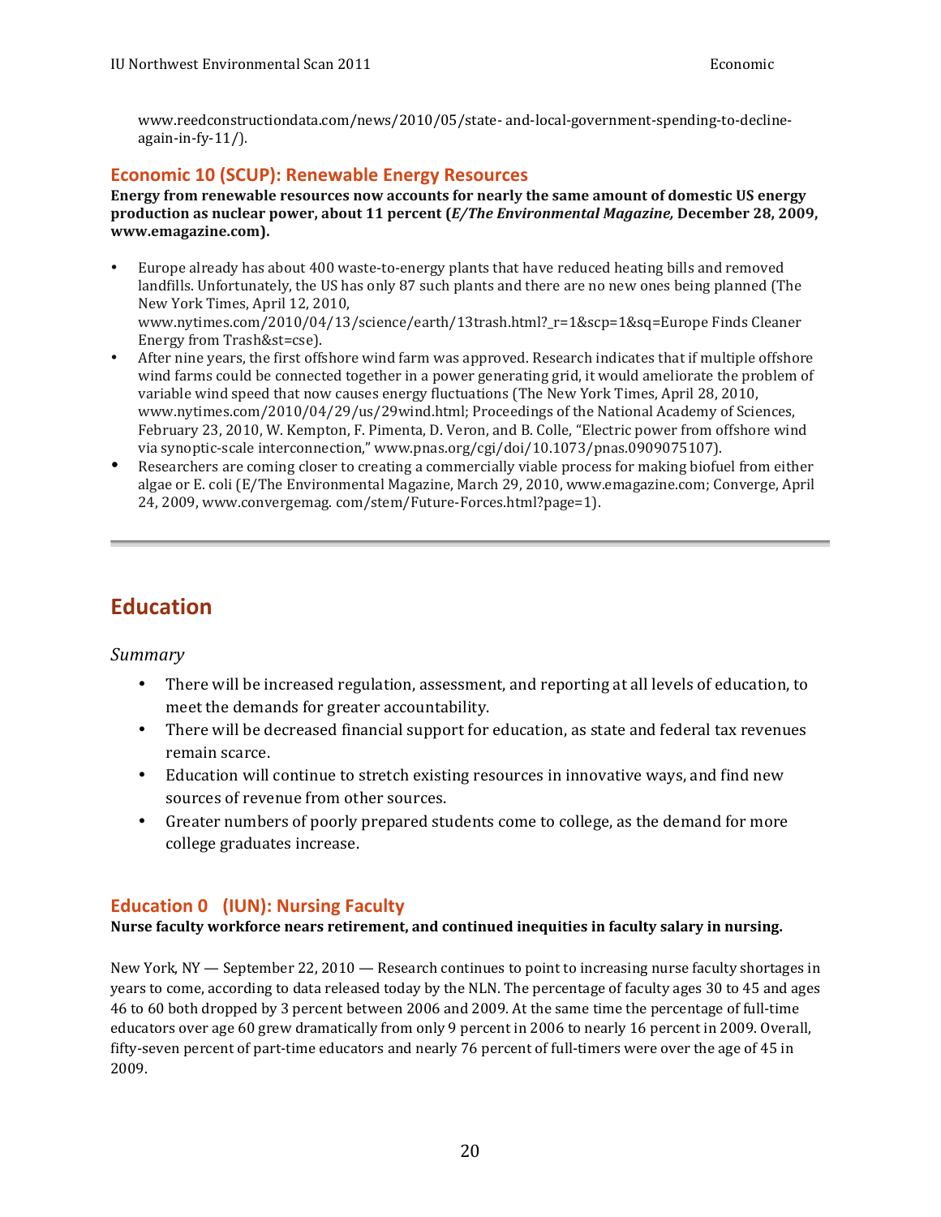www.reedconstructiondata.com/news/2010/05/state- and-local-government-spending-to-decline-again-in-fy-11/).

### Economic 10 (SCUP): Renewable Energy Resources

**Energy from renewable resources now accounts for nearly the same amount of domestic US energy production as nuclear power, about 11 percent (*E/The Environmental Magazine,* December 28, 2009, www.emagazine.com).**

- Europe already has about 400 waste-to-energy plants that have reduced heating bills and removed landfills. Unfortunately, the US has only 87 such plants and there are no new ones being planned (The New York Times, April 12, 2010, www.nytimes.com/2010/04/13/science/earth/13trash.html?_r=1&scp=1&sq=Europe Finds Cleaner Energy from Trash&st=cse).
- After nine years, the first offshore wind farm was approved. Research indicates that if multiple offshore wind farms could be connected together in a power generating grid, it would ameliorate the problem of variable wind speed that now causes energy fluctuations (The New York Times, April 28, 2010, www.nytimes.com/2010/04/29/us/29wind.html; Proceedings of the National Academy of Sciences, February 23, 2010, W. Kempton, F. Pimenta, D. Veron, and B. Colle, "Electric power from offshore wind via synoptic-scale interconnection," www.pnas.org/cgi/doi/10.1073/pnas.0909075107).
- Researchers are coming closer to creating a commercially viable process for making biofuel from either algae or E. coli (E/The Environmental Magazine, March 29, 2010, www.emagazine.com; Converge, April 24, 2009, www.convergemag. com/stem/Future-Forces.html?page=1).

---

## Education

*Summary*

- There will be increased regulation, assessment, and reporting at all levels of education, to meet the demands for greater accountability.
- There will be decreased financial support for education, as state and federal tax revenues remain scarce.
- Education will continue to stretch existing resources in innovative ways, and find new sources of revenue from other sources.
- Greater numbers of poorly prepared students come to college, as the demand for more college graduates increase.

### Education 0 (IUN): Nursing Faculty

**Nurse faculty workforce nears retirement, and continued inequities in faculty salary in nursing.**

New York, NY — September 22, 2010 — Research continues to point to increasing nurse faculty shortages in years to come, according to data released today by the NLN. The percentage of faculty ages 30 to 45 and ages 46 to 60 both dropped by 3 percent between 2006 and 2009. At the same time the percentage of full-time educators over age 60 grew dramatically from only 9 percent in 2006 to nearly 16 percent in 2009. Overall, fifty-seven percent of part-time educators and nearly 76 percent of full-timers were over the age of 45 in 2009.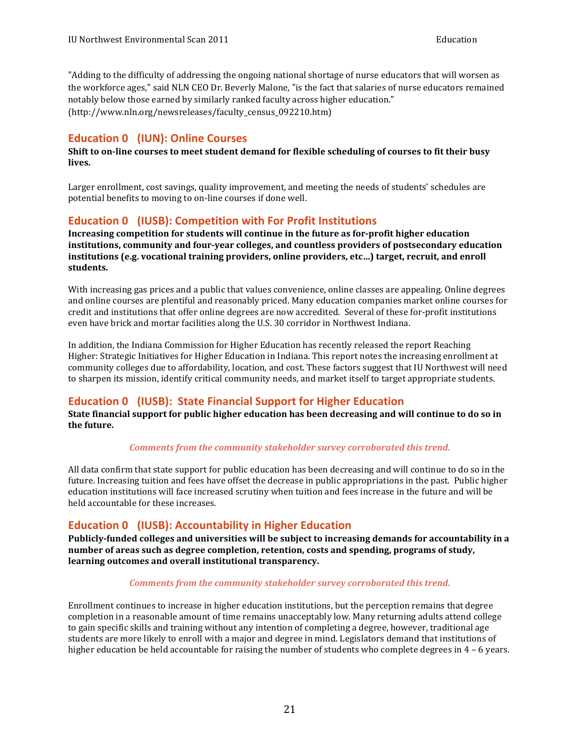"Adding to the difficulty of addressing the ongoing national shortage of nurse educators that will worsen as the workforce ages," said NLN CEO Dr. Beverly Malone, "is the fact that salaries of nurse educators remained notably below those earned by similarly ranked faculty across higher education." (http://www.nln.org/newsreleases/faculty_census_092210.htm)

## Education 0 (IUN): Online Courses

**Shift to on-line courses to meet student demand for flexible scheduling of courses to fit their busy lives.**

Larger enrollment, cost savings, quality improvement, and meeting the needs of students' schedules are potential benefits to moving to on-line courses if done well.

## Education 0 (IUSB): Competition with For Profit Institutions

**Increasing competition for students will continue in the future as for-profit higher education institutions, community and four-year colleges, and countless providers of postsecondary education institutions (e.g. vocational training providers, online providers, etc…) target, recruit, and enroll students.**

With increasing gas prices and a public that values convenience, online classes are appealing. Online degrees and online courses are plentiful and reasonably priced. Many education companies market online courses for credit and institutions that offer online degrees are now accredited. Several of these for-profit institutions even have brick and mortar facilities along the U.S. 30 corridor in Northwest Indiana.

In addition, the Indiana Commission for Higher Education has recently released the report Reaching Higher: Strategic Initiatives for Higher Education in Indiana. This report notes the increasing enrollment at community colleges due to affordability, location, and cost. These factors suggest that IU Northwest will need to sharpen its mission, identify critical community needs, and market itself to target appropriate students.

## Education 0 (IUSB): State Financial Support for Higher Education

**State financial support for public higher education has been decreasing and will continue to do so in the future.**

***Comments from the community stakeholder survey corroborated this trend.***

All data confirm that state support for public education has been decreasing and will continue to do so in the future. Increasing tuition and fees have offset the decrease in public appropriations in the past. Public higher education institutions will face increased scrutiny when tuition and fees increase in the future and will be held accountable for these increases.

## Education 0 (IUSB): Accountability in Higher Education

**Publicly-funded colleges and universities will be subject to increasing demands for accountability in a number of areas such as degree completion, retention, costs and spending, programs of study, learning outcomes and overall institutional transparency.**

***Comments from the community stakeholder survey corroborated this trend.***

Enrollment continues to increase in higher education institutions, but the perception remains that degree completion in a reasonable amount of time remains unacceptably low. Many returning adults attend college to gain specific skills and training without any intention of completing a degree, however, traditional age students are more likely to enroll with a major and degree in mind. Legislators demand that institutions of higher education be held accountable for raising the number of students who complete degrees in 4 – 6 years.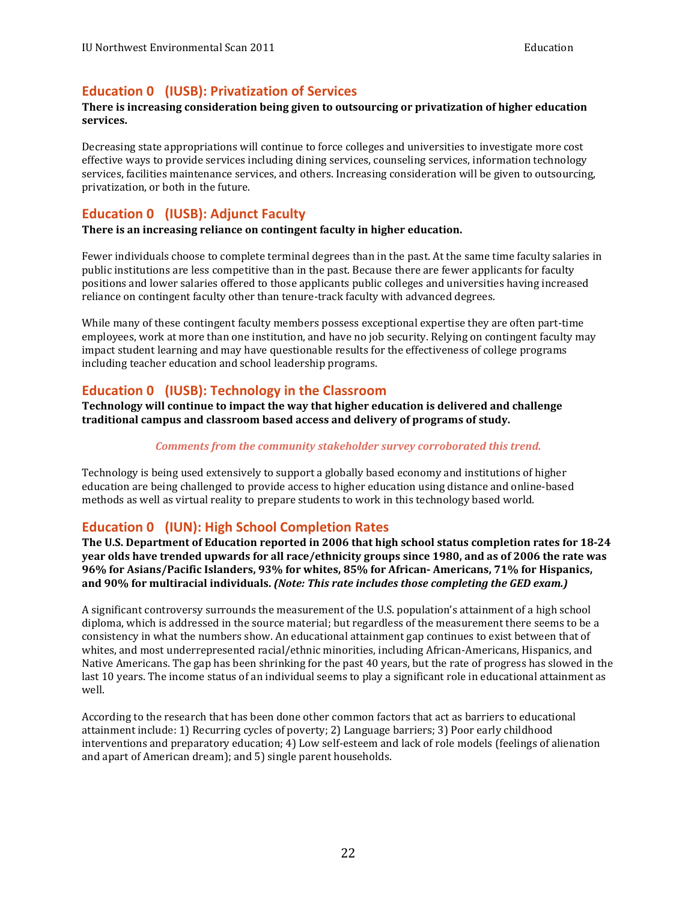## Education 0 (IUSB): Privatization of Services

**There is increasing consideration being given to outsourcing or privatization of higher education services.**

Decreasing state appropriations will continue to force colleges and universities to investigate more cost effective ways to provide services including dining services, counseling services, information technology services, facilities maintenance services, and others. Increasing consideration will be given to outsourcing, privatization, or both in the future.

## Education 0 (IUSB): Adjunct Faculty

**There is an increasing reliance on contingent faculty in higher education.**

Fewer individuals choose to complete terminal degrees than in the past. At the same time faculty salaries in public institutions are less competitive than in the past. Because there are fewer applicants for faculty positions and lower salaries offered to those applicants public colleges and universities having increased reliance on contingent faculty other than tenure-track faculty with advanced degrees.

While many of these contingent faculty members possess exceptional expertise they are often part-time employees, work at more than one institution, and have no job security. Relying on contingent faculty may impact student learning and may have questionable results for the effectiveness of college programs including teacher education and school leadership programs.

## Education 0 (IUSB): Technology in the Classroom

**Technology will continue to impact the way that higher education is delivered and challenge traditional campus and classroom based access and delivery of programs of study.**

***Comments from the community stakeholder survey corroborated this trend.***

Technology is being used extensively to support a globally based economy and institutions of higher education are being challenged to provide access to higher education using distance and online-based methods as well as virtual reality to prepare students to work in this technology based world.

## Education 0 (IUN): High School Completion Rates

**The U.S. Department of Education reported in 2006 that high school status completion rates for 18-24 year olds have trended upwards for all race/ethnicity groups since 1980, and as of 2006 the rate was 96% for Asians/Pacific Islanders, 93% for whites, 85% for African- Americans, 71% for Hispanics, and 90% for multiracial individuals. *(Note: This rate includes those completing the GED exam.)***

A significant controversy surrounds the measurement of the U.S. population's attainment of a high school diploma, which is addressed in the source material; but regardless of the measurement there seems to be a consistency in what the numbers show. An educational attainment gap continues to exist between that of whites, and most underrepresented racial/ethnic minorities, including African-Americans, Hispanics, and Native Americans. The gap has been shrinking for the past 40 years, but the rate of progress has slowed in the last 10 years. The income status of an individual seems to play a significant role in educational attainment as well.

According to the research that has been done other common factors that act as barriers to educational attainment include: 1) Recurring cycles of poverty; 2) Language barriers; 3) Poor early childhood interventions and preparatory education; 4) Low self-esteem and lack of role models (feelings of alienation and apart of American dream); and 5) single parent households.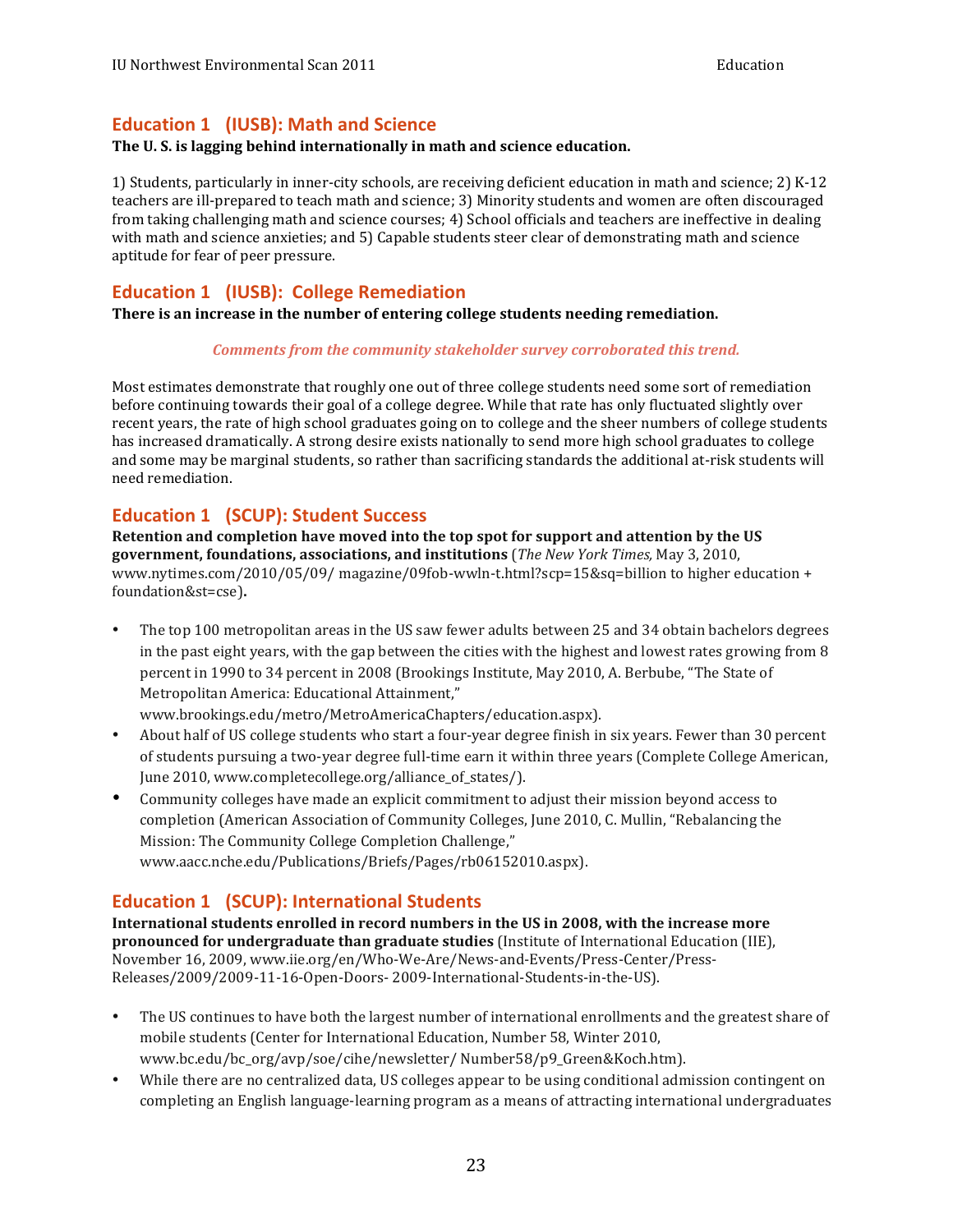## Education 1 (IUSB): Math and Science

**The U. S. is lagging behind internationally in math and science education.**

1) Students, particularly in inner-city schools, are receiving deficient education in math and science; 2) K-12 teachers are ill-prepared to teach math and science; 3) Minority students and women are often discouraged from taking challenging math and science courses; 4) School officials and teachers are ineffective in dealing with math and science anxieties; and 5) Capable students steer clear of demonstrating math and science aptitude for fear of peer pressure.

## Education 1 (IUSB): College Remediation

**There is an increase in the number of entering college students needing remediation.**

***Comments from the community stakeholder survey corroborated this trend.***

Most estimates demonstrate that roughly one out of three college students need some sort of remediation before continuing towards their goal of a college degree. While that rate has only fluctuated slightly over recent years, the rate of high school graduates going on to college and the sheer numbers of college students has increased dramatically. A strong desire exists nationally to send more high school graduates to college and some may be marginal students, so rather than sacrificing standards the additional at-risk students will need remediation.

## Education 1 (SCUP): Student Success

**Retention and completion have moved into the top spot for support and attention by the US government, foundations, associations, and institutions** (*The New York Times,* May 3, 2010, www.nytimes.com/2010/05/09/ magazine/09fob-wwln-t.html?scp=15&sq=billion to higher education + foundation&st=cse)**.**

- The top 100 metropolitan areas in the US saw fewer adults between 25 and 34 obtain bachelors degrees in the past eight years, with the gap between the cities with the highest and lowest rates growing from 8 percent in 1990 to 34 percent in 2008 (Brookings Institute, May 2010, A. Berbube, "The State of Metropolitan America: Educational Attainment," www.brookings.edu/metro/MetroAmericaChapters/education.aspx).
- About half of US college students who start a four-year degree finish in six years. Fewer than 30 percent of students pursuing a two-year degree full-time earn it within three years (Complete College American, June 2010, www.completecollege.org/alliance_of_states/).
- Community colleges have made an explicit commitment to adjust their mission beyond access to completion (American Association of Community Colleges, June 2010, C. Mullin, "Rebalancing the Mission: The Community College Completion Challenge," www.aacc.nche.edu/Publications/Briefs/Pages/rb06152010.aspx).

## Education 1 (SCUP): International Students

**International students enrolled in record numbers in the US in 2008, with the increase more pronounced for undergraduate than graduate studies** (Institute of International Education (IIE), November 16, 2009, www.iie.org/en/Who-We-Are/News-and-Events/Press-Center/Press-Releases/2009/2009-11-16-Open-Doors- 2009-International-Students-in-the-US).

- The US continues to have both the largest number of international enrollments and the greatest share of mobile students (Center for International Education, Number 58, Winter 2010, www.bc.edu/bc_org/avp/soe/cihe/newsletter/ Number58/p9_Green&Koch.htm).
- While there are no centralized data, US colleges appear to be using conditional admission contingent on completing an English language-learning program as a means of attracting international undergraduates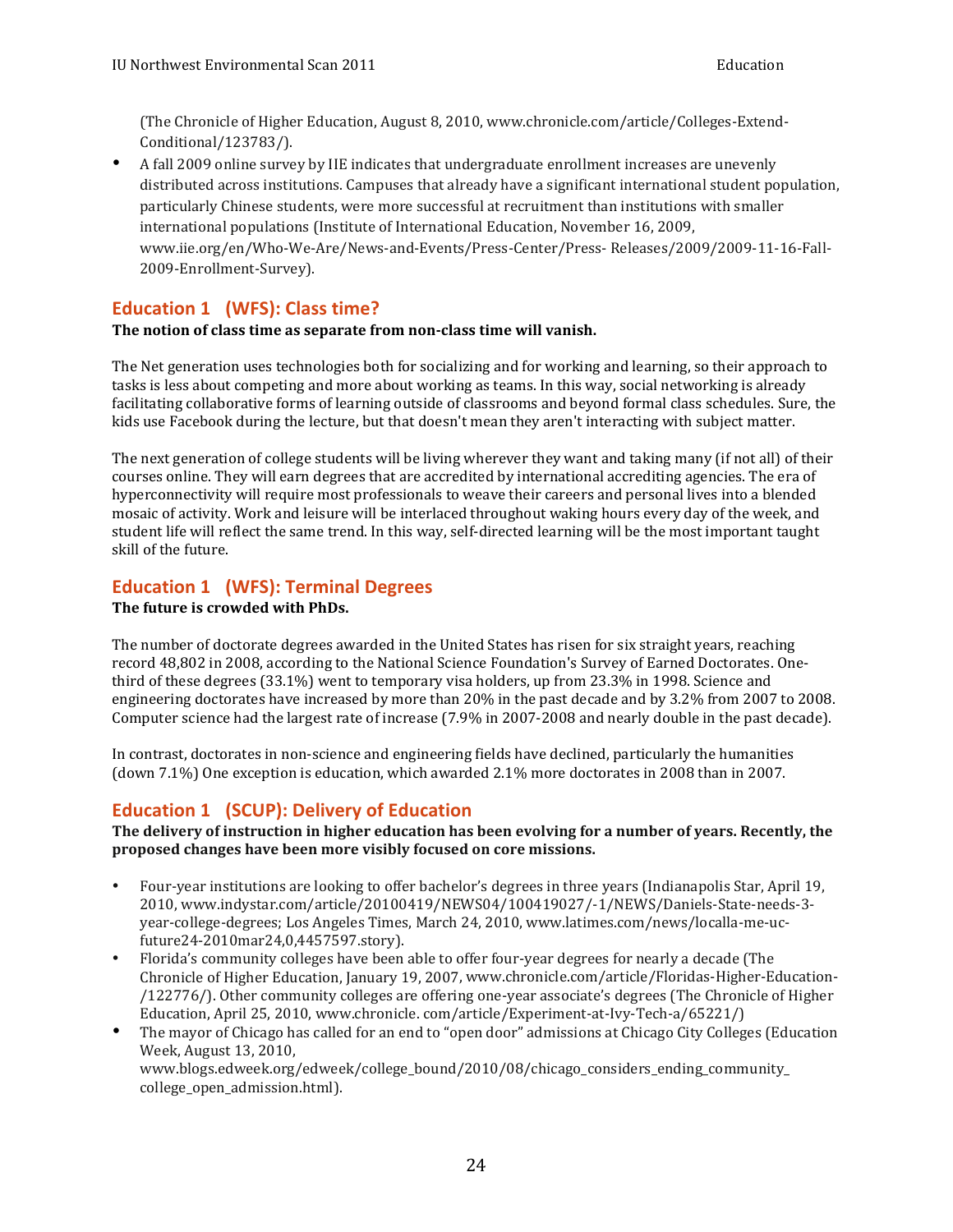(The Chronicle of Higher Education, August 8, 2010, www.chronicle.com/article/Colleges-Extend-Conditional/123783/).

- A fall 2009 online survey by IIE indicates that undergraduate enrollment increases are unevenly distributed across institutions. Campuses that already have a significant international student population, particularly Chinese students, were more successful at recruitment than institutions with smaller international populations (Institute of International Education, November 16, 2009, www.iie.org/en/Who-We-Are/News-and-Events/Press-Center/Press- Releases/2009/2009-11-16-Fall-2009-Enrollment-Survey).

## Education 1 (WFS): Class time?

**The notion of class time as separate from non-class time will vanish.**

The Net generation uses technologies both for socializing and for working and learning, so their approach to tasks is less about competing and more about working as teams. In this way, social networking is already facilitating collaborative forms of learning outside of classrooms and beyond formal class schedules. Sure, the kids use Facebook during the lecture, but that doesn't mean they aren't interacting with subject matter.

The next generation of college students will be living wherever they want and taking many (if not all) of their courses online. They will earn degrees that are accredited by international accrediting agencies. The era of hyperconnectivity will require most professionals to weave their careers and personal lives into a blended mosaic of activity. Work and leisure will be interlaced throughout waking hours every day of the week, and student life will reflect the same trend. In this way, self-directed learning will be the most important taught skill of the future.

## Education 1 (WFS): Terminal Degrees

**The future is crowded with PhDs.**

The number of doctorate degrees awarded in the United States has risen for six straight years, reaching record 48,802 in 2008, according to the National Science Foundation's Survey of Earned Doctorates. One-third of these degrees (33.1%) went to temporary visa holders, up from 23.3% in 1998. Science and engineering doctorates have increased by more than 20% in the past decade and by 3.2% from 2007 to 2008. Computer science had the largest rate of increase (7.9% in 2007-2008 and nearly double in the past decade).

In contrast, doctorates in non-science and engineering fields have declined, particularly the humanities (down 7.1%) One exception is education, which awarded 2.1% more doctorates in 2008 than in 2007.

## Education 1 (SCUP): Delivery of Education

**The delivery of instruction in higher education has been evolving for a number of years. Recently, the proposed changes have been more visibly focused on core missions.**

- Four-year institutions are looking to offer bachelor's degrees in three years (Indianapolis Star, April 19, 2010, www.indystar.com/article/20100419/NEWS04/100419027/-1/NEWS/Daniels-State-needs-3-year-college-degrees; Los Angeles Times, March 24, 2010, www.latimes.com/news/localla-me-uc-future24-2010mar24,0,4457597.story).
- Florida's community colleges have been able to offer four-year degrees for nearly a decade (The Chronicle of Higher Education, January 19, 2007, www.chronicle.com/article/Floridas-Higher-Education-/122776/). Other community colleges are offering one-year associate's degrees (The Chronicle of Higher Education, April 25, 2010, www.chronicle. com/article/Experiment-at-Ivy-Tech-a/65221/)
- The mayor of Chicago has called for an end to "open door" admissions at Chicago City Colleges (Education Week, August 13, 2010, www.blogs.edweek.org/edweek/college_bound/2010/08/chicago_considers_ending_community_college_open_admission.html).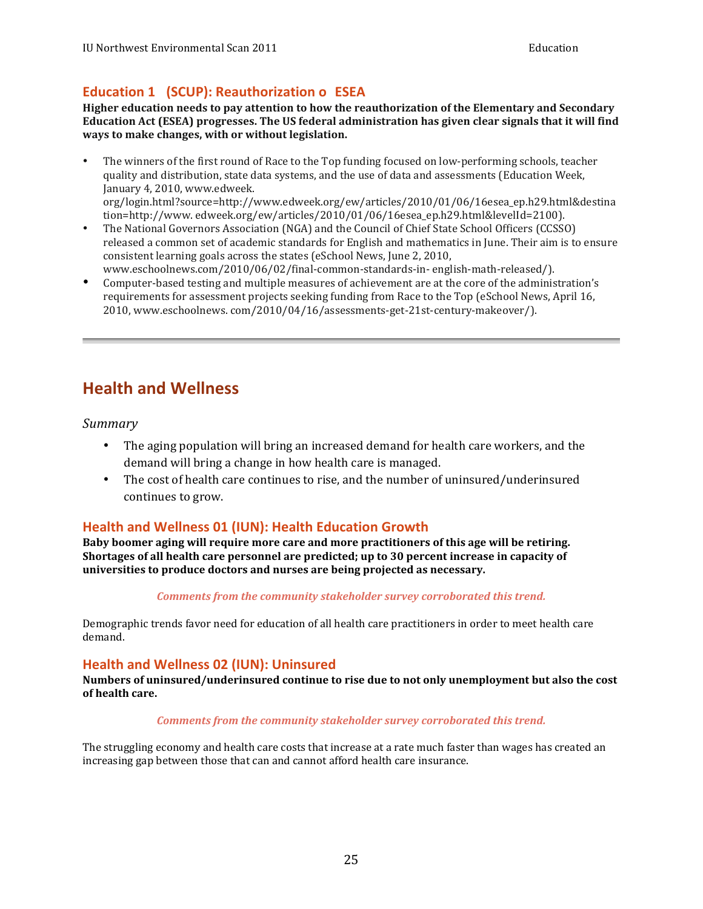### Education 1 (SCUP): Reauthorization o ESEA

**Higher education needs to pay attention to how the reauthorization of the Elementary and Secondary Education Act (ESEA) progresses. The US federal administration has given clear signals that it will find ways to make changes, with or without legislation.**

- The winners of the first round of Race to the Top funding focused on low-performing schools, teacher quality and distribution, state data systems, and the use of data and assessments (Education Week, January 4, 2010, www.edweek. org/login.html?source=http://www.edweek.org/ew/articles/2010/01/06/16esea_ep.h29.html&destination=http://www. edweek.org/ew/articles/2010/01/06/16esea_ep.h29.html&levelId=2100).
- The National Governors Association (NGA) and the Council of Chief State School Officers (CCSSO) released a common set of academic standards for English and mathematics in June. Their aim is to ensure consistent learning goals across the states (eSchool News, June 2, 2010, www.eschoolnews.com/2010/06/02/final-common-standards-in- english-math-released/).
- Computer-based testing and multiple measures of achievement are at the core of the administration's requirements for assessment projects seeking funding from Race to the Top (eSchool News, April 16, 2010, www.eschoolnews. com/2010/04/16/assessments-get-21st-century-makeover/).

---

## Health and Wellness

*Summary*

- The aging population will bring an increased demand for health care workers, and the demand will bring a change in how health care is managed.
- The cost of health care continues to rise, and the number of uninsured/underinsured continues to grow.

### Health and Wellness 01 (IUN): Health Education Growth

**Baby boomer aging will require more care and more practitioners of this age will be retiring. Shortages of all health care personnel are predicted; up to 30 percent increase in capacity of universities to produce doctors and nurses are being projected as necessary.**

***Comments from the community stakeholder survey corroborated this trend.***

Demographic trends favor need for education of all health care practitioners in order to meet health care demand.

### Health and Wellness 02 (IUN): Uninsured

**Numbers of uninsured/underinsured continue to rise due to not only unemployment but also the cost of health care.**

***Comments from the community stakeholder survey corroborated this trend.***

The struggling economy and health care costs that increase at a rate much faster than wages has created an increasing gap between those that can and cannot afford health care insurance.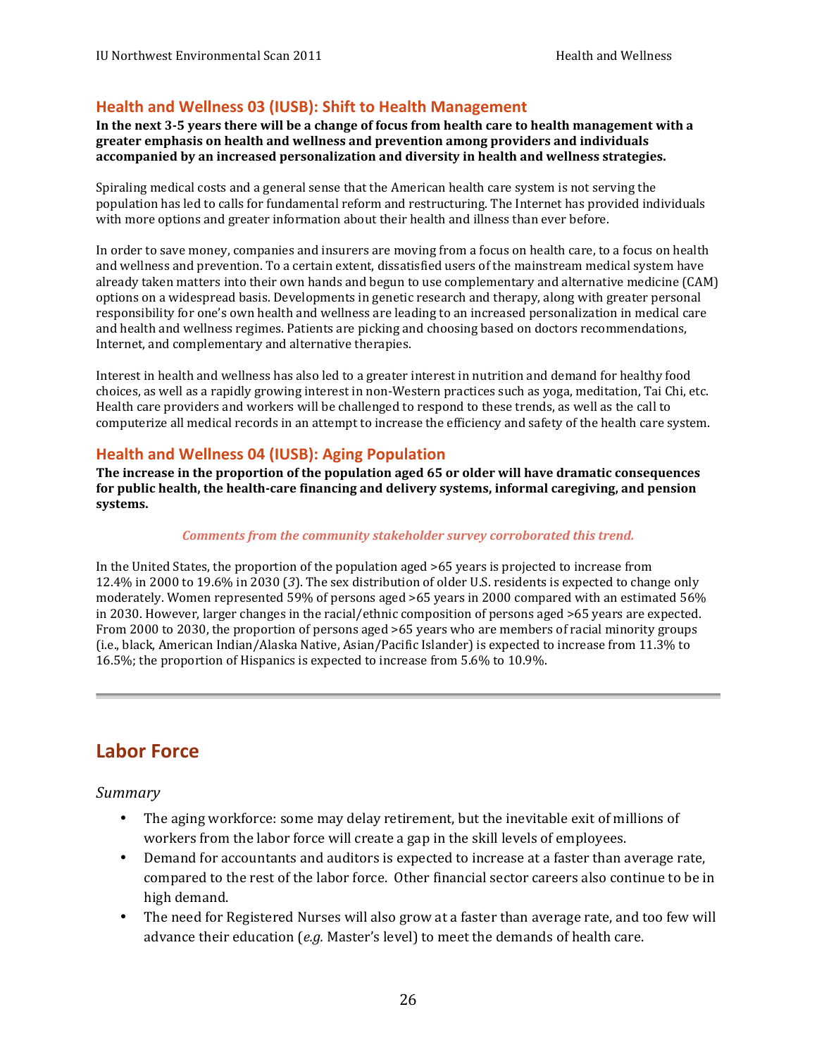### Health and Wellness 03 (IUSB): Shift to Health Management

**In the next 3-5 years there will be a change of focus from health care to health management with a greater emphasis on health and wellness and prevention among providers and individuals accompanied by an increased personalization and diversity in health and wellness strategies.**

Spiraling medical costs and a general sense that the American health care system is not serving the population has led to calls for fundamental reform and restructuring. The Internet has provided individuals with more options and greater information about their health and illness than ever before.

In order to save money, companies and insurers are moving from a focus on health care, to a focus on health and wellness and prevention. To a certain extent, dissatisfied users of the mainstream medical system have already taken matters into their own hands and begun to use complementary and alternative medicine (CAM) options on a widespread basis. Developments in genetic research and therapy, along with greater personal responsibility for one's own health and wellness are leading to an increased personalization in medical care and health and wellness regimes. Patients are picking and choosing based on doctors recommendations, Internet, and complementary and alternative therapies.

Interest in health and wellness has also led to a greater interest in nutrition and demand for healthy food choices, as well as a rapidly growing interest in non-Western practices such as yoga, meditation, Tai Chi, etc. Health care providers and workers will be challenged to respond to these trends, as well as the call to computerize all medical records in an attempt to increase the efficiency and safety of the health care system.

### Health and Wellness 04 (IUSB): Aging Population

**The increase in the proportion of the population aged 65 or older will have dramatic consequences for public health, the health-care financing and delivery systems, informal caregiving, and pension systems.**

***Comments from the community stakeholder survey corroborated this trend.***

In the United States, the proportion of the population aged >65 years is projected to increase from 12.4% in 2000 to 19.6% in 2030 (*3*). The sex distribution of older U.S. residents is expected to change only moderately. Women represented 59% of persons aged >65 years in 2000 compared with an estimated 56% in 2030. However, larger changes in the racial/ethnic composition of persons aged >65 years are expected. From 2000 to 2030, the proportion of persons aged >65 years who are members of racial minority groups (i.e., black, American Indian/Alaska Native, Asian/Pacific Islander) is expected to increase from 11.3% to 16.5%; the proportion of Hispanics is expected to increase from 5.6% to 10.9%.

---

## Labor Force

*Summary*

- The aging workforce: some may delay retirement, but the inevitable exit of millions of workers from the labor force will create a gap in the skill levels of employees.
- Demand for accountants and auditors is expected to increase at a faster than average rate, compared to the rest of the labor force. Other financial sector careers also continue to be in high demand.
- The need for Registered Nurses will also grow at a faster than average rate, and too few will advance their education (*e.g.* Master's level) to meet the demands of health care.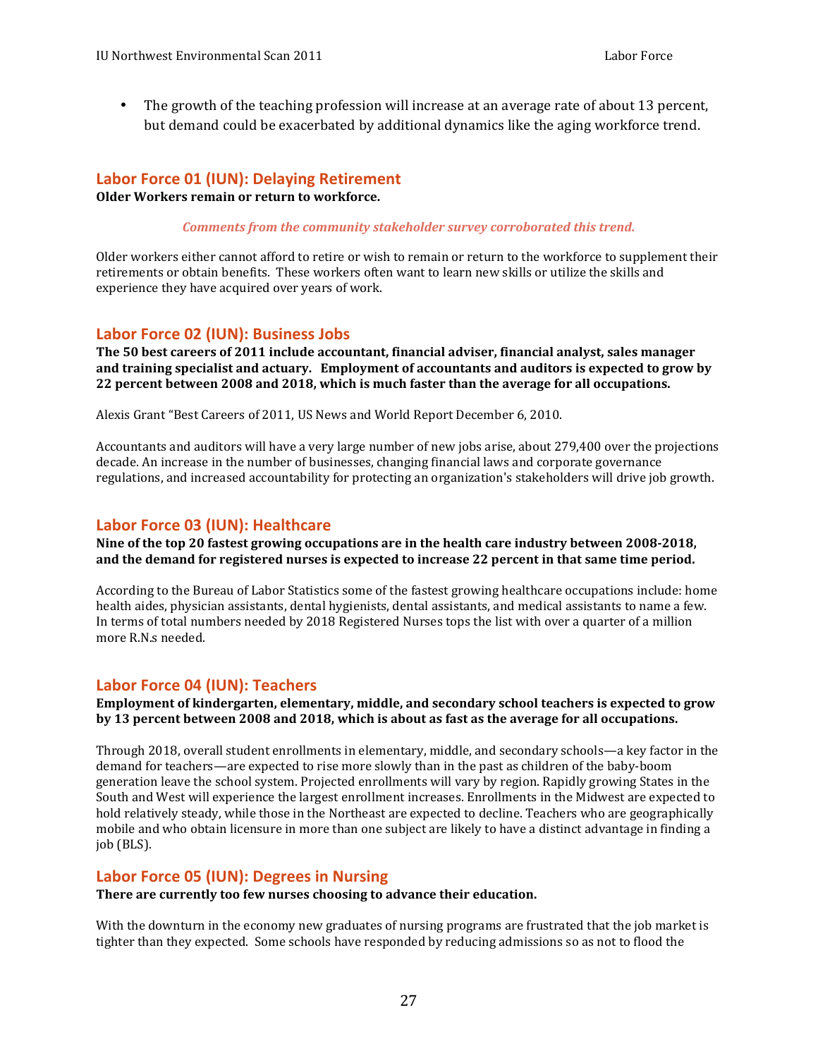- The growth of the teaching profession will increase at an average rate of about 13 percent, but demand could be exacerbated by additional dynamics like the aging workforce trend.

## Labor Force 01 (IUN): Delaying Retirement

**Older Workers remain or return to workforce.**

***Comments from the community stakeholder survey corroborated this trend.***

Older workers either cannot afford to retire or wish to remain or return to the workforce to supplement their retirements or obtain benefits. These workers often want to learn new skills or utilize the skills and experience they have acquired over years of work.

## Labor Force 02 (IUN): Business Jobs

**The 50 best careers of 2011 include accountant, financial adviser, financial analyst, sales manager and training specialist and actuary. Employment of accountants and auditors is expected to grow by 22 percent between 2008 and 2018, which is much faster than the average for all occupations.**

Alexis Grant "Best Careers of 2011, US News and World Report December 6, 2010.

Accountants and auditors will have a very large number of new jobs arise, about 279,400 over the projections decade. An increase in the number of businesses, changing financial laws and corporate governance regulations, and increased accountability for protecting an organization's stakeholders will drive job growth.

## Labor Force 03 (IUN): Healthcare

**Nine of the top 20 fastest growing occupations are in the health care industry between 2008-2018, and the demand for registered nurses is expected to increase 22 percent in that same time period.**

According to the Bureau of Labor Statistics some of the fastest growing healthcare occupations include: home health aides, physician assistants, dental hygienists, dental assistants, and medical assistants to name a few. In terms of total numbers needed by 2018 Registered Nurses tops the list with over a quarter of a million more R.N.s needed.

## Labor Force 04 (IUN): Teachers

**Employment of kindergarten, elementary, middle, and secondary school teachers is expected to grow by 13 percent between 2008 and 2018, which is about as fast as the average for all occupations.**

Through 2018, overall student enrollments in elementary, middle, and secondary schools—a key factor in the demand for teachers—are expected to rise more slowly than in the past as children of the baby-boom generation leave the school system. Projected enrollments will vary by region. Rapidly growing States in the South and West will experience the largest enrollment increases. Enrollments in the Midwest are expected to hold relatively steady, while those in the Northeast are expected to decline. Teachers who are geographically mobile and who obtain licensure in more than one subject are likely to have a distinct advantage in finding a job (BLS).

## Labor Force 05 (IUN): Degrees in Nursing

**There are currently too few nurses choosing to advance their education.**

With the downturn in the economy new graduates of nursing programs are frustrated that the job market is tighter than they expected. Some schools have responded by reducing admissions so as not to flood the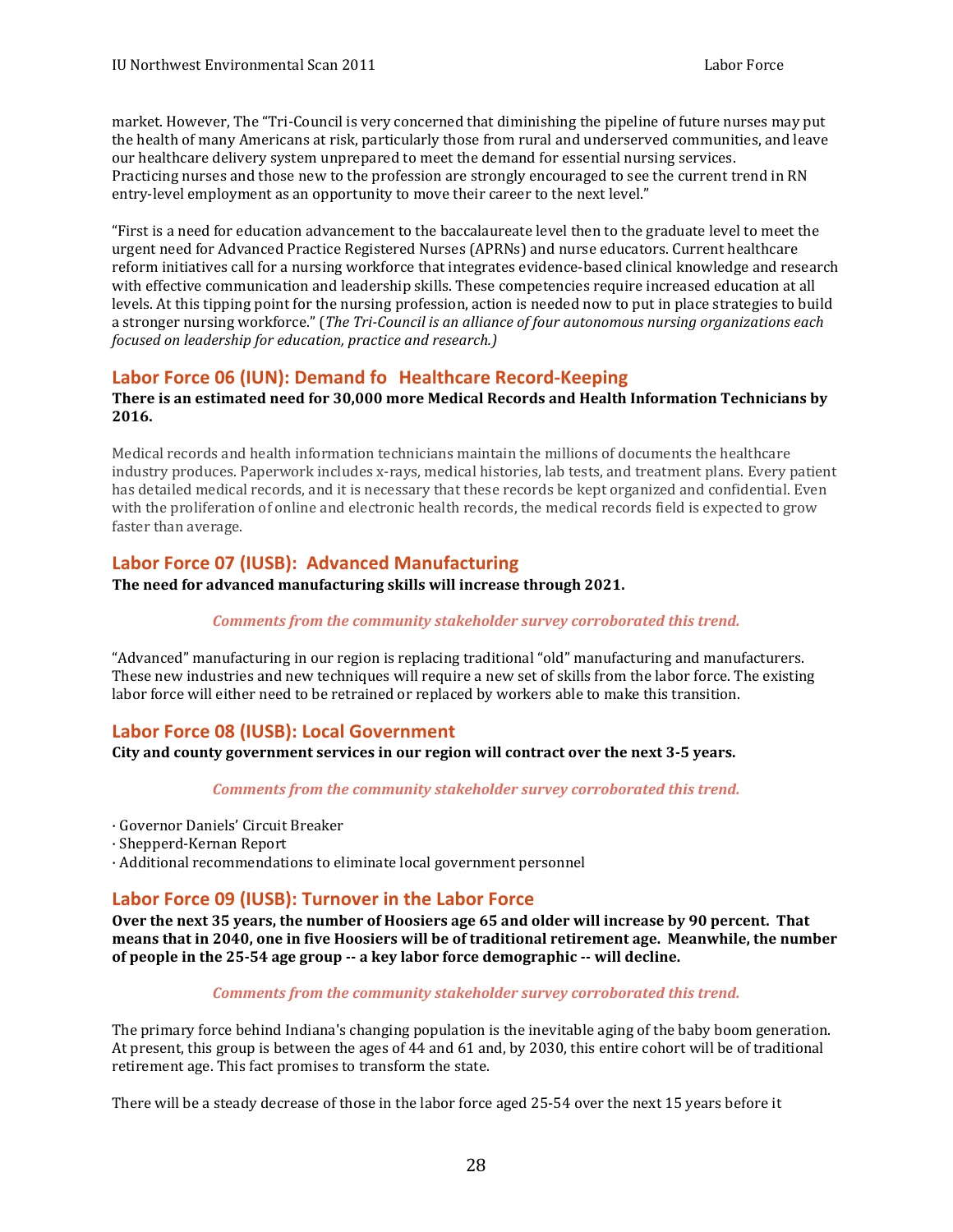market. However, The "Tri-Council is very concerned that diminishing the pipeline of future nurses may put the health of many Americans at risk, particularly those from rural and underserved communities, and leave our healthcare delivery system unprepared to meet the demand for essential nursing services. Practicing nurses and those new to the profession are strongly encouraged to see the current trend in RN entry-level employment as an opportunity to move their career to the next level."

"First is a need for education advancement to the baccalaureate level then to the graduate level to meet the urgent need for Advanced Practice Registered Nurses (APRNs) and nurse educators. Current healthcare reform initiatives call for a nursing workforce that integrates evidence-based clinical knowledge and research with effective communication and leadership skills. These competencies require increased education at all levels. At this tipping point for the nursing profession, action is needed now to put in place strategies to build a stronger nursing workforce." (*The Tri-Council is an alliance of four autonomous nursing organizations each focused on leadership for education, practice and research.)*

## Labor Force 06 (IUN): Demand fo  Healthcare Record-Keeping

**There is an estimated need for 30,000 more Medical Records and Health Information Technicians by 2016.**

Medical records and health information technicians maintain the millions of documents the healthcare industry produces. Paperwork includes x-rays, medical histories, lab tests, and treatment plans. Every patient has detailed medical records, and it is necessary that these records be kept organized and confidential. Even with the proliferation of online and electronic health records, the medical records field is expected to grow faster than average.

## Labor Force 07 (IUSB): Advanced Manufacturing

**The need for advanced manufacturing skills will increase through 2021.**

***Comments from the community stakeholder survey corroborated this trend.***

"Advanced" manufacturing in our region is replacing traditional "old" manufacturing and manufacturers. These new industries and new techniques will require a new set of skills from the labor force. The existing labor force will either need to be retrained or replaced by workers able to make this transition.

## Labor Force 08 (IUSB): Local Government

**City and county government services in our region will contract over the next 3-5 years.**

***Comments from the community stakeholder survey corroborated this trend.***

· Governor Daniels' Circuit Breaker
· Shepperd-Kernan Report
· Additional recommendations to eliminate local government personnel

## Labor Force 09 (IUSB): Turnover in the Labor Force

**Over the next 35 years, the number of Hoosiers age 65 and older will increase by 90 percent. That means that in 2040, one in five Hoosiers will be of traditional retirement age. Meanwhile, the number of people in the 25-54 age group -- a key labor force demographic -- will decline.**

***Comments from the community stakeholder survey corroborated this trend.***

The primary force behind Indiana's changing population is the inevitable aging of the baby boom generation. At present, this group is between the ages of 44 and 61 and, by 2030, this entire cohort will be of traditional retirement age. This fact promises to transform the state.

There will be a steady decrease of those in the labor force aged 25-54 over the next 15 years before it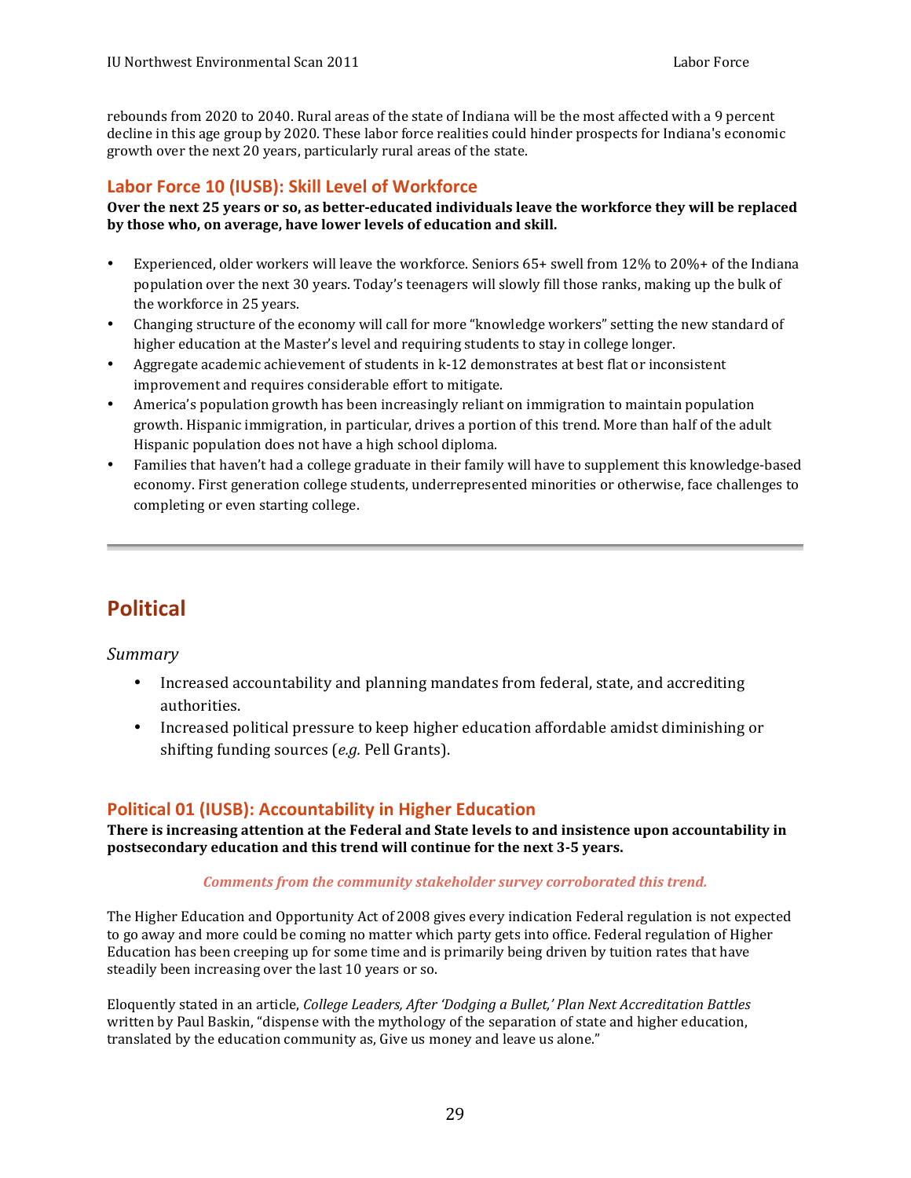rebounds from 2020 to 2040. Rural areas of the state of Indiana will be the most affected with a 9 percent decline in this age group by 2020. These labor force realities could hinder prospects for Indiana's economic growth over the next 20 years, particularly rural areas of the state.

### Labor Force 10 (IUSB): Skill Level of Workforce

**Over the next 25 years or so, as better-educated individuals leave the workforce they will be replaced by those who, on average, have lower levels of education and skill.**

- Experienced, older workers will leave the workforce. Seniors 65+ swell from 12% to 20%+ of the Indiana population over the next 30 years. Today's teenagers will slowly fill those ranks, making up the bulk of the workforce in 25 years.
- Changing structure of the economy will call for more "knowledge workers" setting the new standard of higher education at the Master's level and requiring students to stay in college longer.
- Aggregate academic achievement of students in k-12 demonstrates at best flat or inconsistent improvement and requires considerable effort to mitigate.
- America's population growth has been increasingly reliant on immigration to maintain population growth. Hispanic immigration, in particular, drives a portion of this trend. More than half of the adult Hispanic population does not have a high school diploma.
- Families that haven't had a college graduate in their family will have to supplement this knowledge-based economy. First generation college students, underrepresented minorities or otherwise, face challenges to completing or even starting college.

---

## Political

*Summary*

- Increased accountability and planning mandates from federal, state, and accrediting authorities.
- Increased political pressure to keep higher education affordable amidst diminishing or shifting funding sources (*e.g.* Pell Grants).

### Political 01 (IUSB): Accountability in Higher Education

**There is increasing attention at the Federal and State levels to and insistence upon accountability in postsecondary education and this trend will continue for the next 3-5 years.**

***Comments from the community stakeholder survey corroborated this trend.***

The Higher Education and Opportunity Act of 2008 gives every indication Federal regulation is not expected to go away and more could be coming no matter which party gets into office. Federal regulation of Higher Education has been creeping up for some time and is primarily being driven by tuition rates that have steadily been increasing over the last 10 years or so.

Eloquently stated in an article, *College Leaders, After 'Dodging a Bullet,' Plan Next Accreditation Battles* written by Paul Baskin, "dispense with the mythology of the separation of state and higher education, translated by the education community as, Give us money and leave us alone."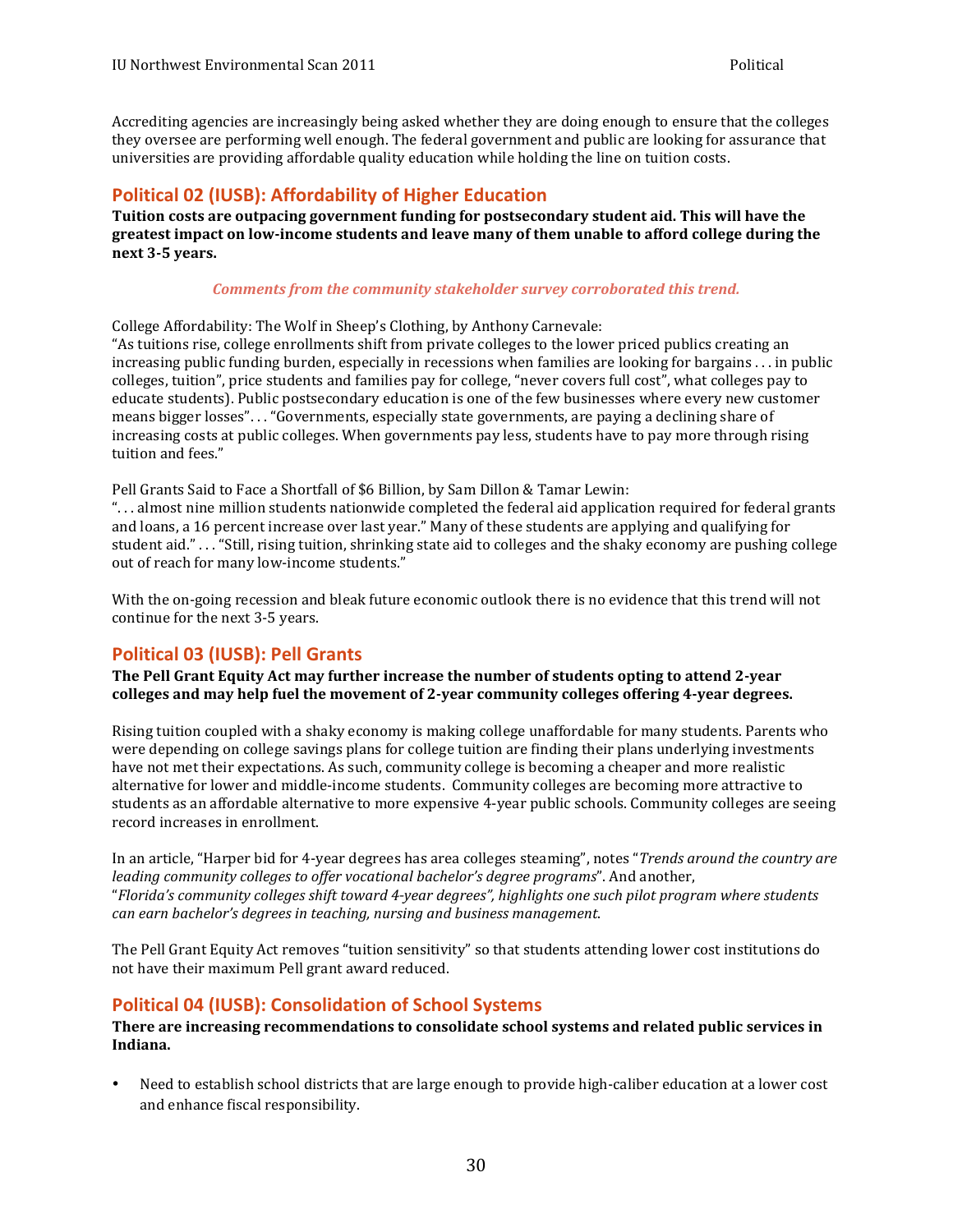Accrediting agencies are increasingly being asked whether they are doing enough to ensure that the colleges they oversee are performing well enough. The federal government and public are looking for assurance that universities are providing affordable quality education while holding the line on tuition costs.

## Political 02 (IUSB): Affordability of Higher Education

**Tuition costs are outpacing government funding for postsecondary student aid. This will have the greatest impact on low-income students and leave many of them unable to afford college during the next 3-5 years.**

***Comments from the community stakeholder survey corroborated this trend.***

College Affordability: The Wolf in Sheep's Clothing, by Anthony Carnevale:
"As tuitions rise, college enrollments shift from private colleges to the lower priced publics creating an increasing public funding burden, especially in recessions when families are looking for bargains . . . in public colleges, tuition", price students and families pay for college, "never covers full cost", what colleges pay to educate students). Public postsecondary education is one of the few businesses where every new customer means bigger losses"… "Governments, especially state governments, are paying a declining share of increasing costs at public colleges. When governments pay less, students have to pay more through rising tuition and fees."

Pell Grants Said to Face a Shortfall of $6 Billion, by Sam Dillon & Tamar Lewin:
". . . almost nine million students nationwide completed the federal aid application required for federal grants and loans, a 16 percent increase over last year." Many of these students are applying and qualifying for student aid." . . . "Still, rising tuition, shrinking state aid to colleges and the shaky economy are pushing college out of reach for many low-income students."

With the on-going recession and bleak future economic outlook there is no evidence that this trend will not continue for the next 3-5 years.

## Political 03 (IUSB): Pell Grants

**The Pell Grant Equity Act may further increase the number of students opting to attend 2-year colleges and may help fuel the movement of 2-year community colleges offering 4-year degrees.**

Rising tuition coupled with a shaky economy is making college unaffordable for many students. Parents who were depending on college savings plans for college tuition are finding their plans underlying investments have not met their expectations. As such, community college is becoming a cheaper and more realistic alternative for lower and middle-income students. Community colleges are becoming more attractive to students as an affordable alternative to more expensive 4-year public schools. Community colleges are seeing record increases in enrollment.

In an article, "Harper bid for 4-year degrees has area colleges steaming", notes "*Trends around the country are leading community colleges to offer vocational bachelor's degree programs*". And another, "*Florida's community colleges shift toward 4-year degrees", highlights one such pilot program where students can earn bachelor's degrees in teaching, nursing and business management*.

The Pell Grant Equity Act removes "tuition sensitivity" so that students attending lower cost institutions do not have their maximum Pell grant award reduced.

## Political 04 (IUSB): Consolidation of School Systems

**There are increasing recommendations to consolidate school systems and related public services in Indiana.**

- Need to establish school districts that are large enough to provide high-caliber education at a lower cost and enhance fiscal responsibility.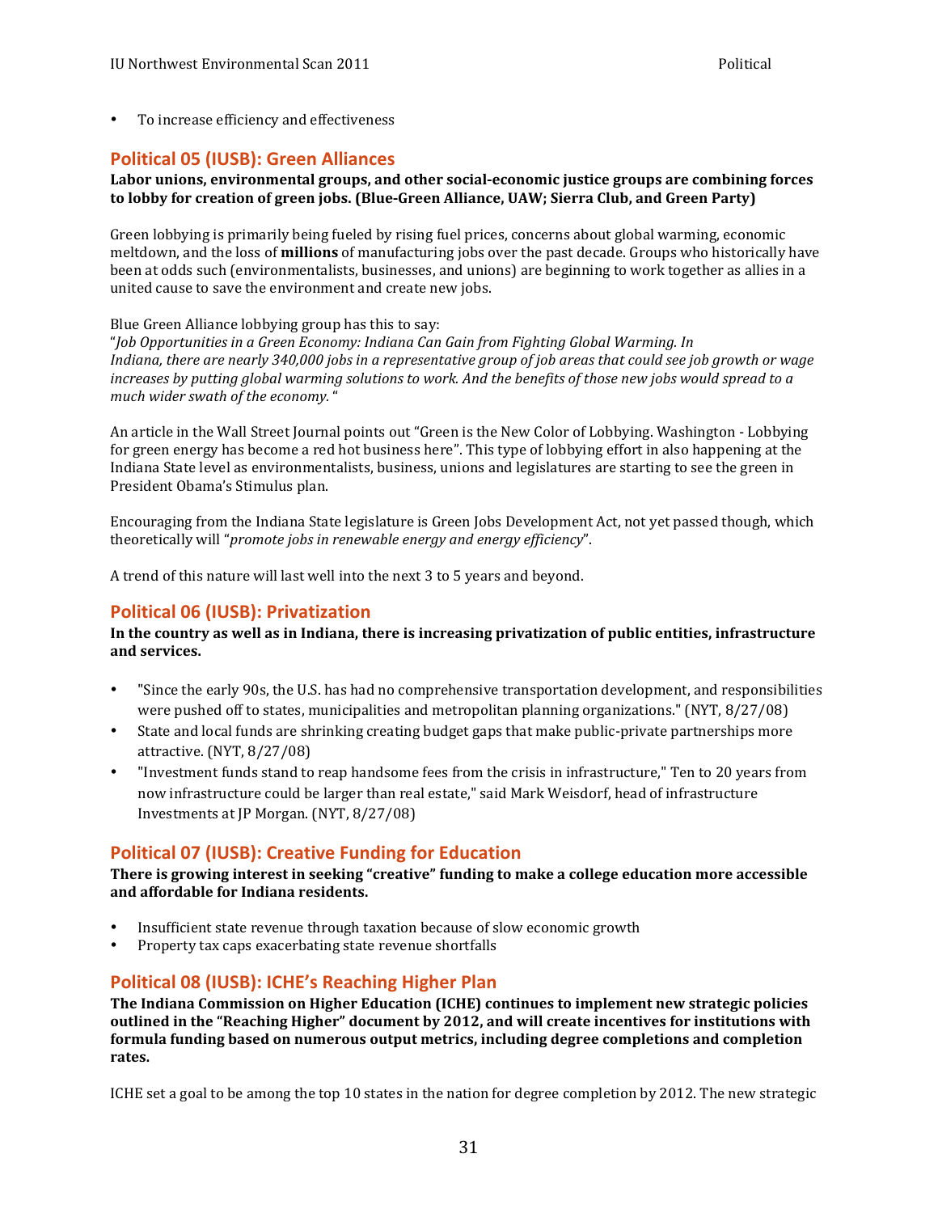- To increase efficiency and effectiveness

## Political 05 (IUSB): Green Alliances

**Labor unions, environmental groups, and other social-economic justice groups are combining forces to lobby for creation of green jobs. (Blue-Green Alliance, UAW; Sierra Club, and Green Party)**

Green lobbying is primarily being fueled by rising fuel prices, concerns about global warming, economic meltdown, and the loss of **millions** of manufacturing jobs over the past decade. Groups who historically have been at odds such (environmentalists, businesses, and unions) are beginning to work together as allies in a united cause to save the environment and create new jobs.

Blue Green Alliance lobbying group has this to say:
"*Job Opportunities in a Green Economy: Indiana Can Gain from Fighting Global Warming. In Indiana, there are nearly 340,000 jobs in a representative group of job areas that could see job growth or wage increases by putting global warming solutions to work. And the benefits of those new jobs would spread to a much wider swath of the economy.* "

An article in the Wall Street Journal points out "Green is the New Color of Lobbying. Washington - Lobbying for green energy has become a red hot business here". This type of lobbying effort in also happening at the Indiana State level as environmentalists, business, unions and legislatures are starting to see the green in President Obama's Stimulus plan.

Encouraging from the Indiana State legislature is Green Jobs Development Act, not yet passed though, which theoretically will "*promote jobs in renewable energy and energy efficiency*".

A trend of this nature will last well into the next 3 to 5 years and beyond.

## Political 06 (IUSB): Privatization

**In the country as well as in Indiana, there is increasing privatization of public entities, infrastructure and services.**

- "Since the early 90s, the U.S. has had no comprehensive transportation development, and responsibilities were pushed off to states, municipalities and metropolitan planning organizations." (NYT, 8/27/08)
- State and local funds are shrinking creating budget gaps that make public-private partnerships more attractive. (NYT, 8/27/08)
- "Investment funds stand to reap handsome fees from the crisis in infrastructure," Ten to 20 years from now infrastructure could be larger than real estate," said Mark Weisdorf, head of infrastructure Investments at JP Morgan. (NYT, 8/27/08)

## Political 07 (IUSB): Creative Funding for Education

**There is growing interest in seeking "creative" funding to make a college education more accessible and affordable for Indiana residents.**

- Insufficient state revenue through taxation because of slow economic growth
- Property tax caps exacerbating state revenue shortfalls

## Political 08 (IUSB): ICHE's Reaching Higher Plan

**The Indiana Commission on Higher Education (ICHE) continues to implement new strategic policies outlined in the "Reaching Higher" document by 2012, and will create incentives for institutions with formula funding based on numerous output metrics, including degree completions and completion rates.**

ICHE set a goal to be among the top 10 states in the nation for degree completion by 2012. The new strategic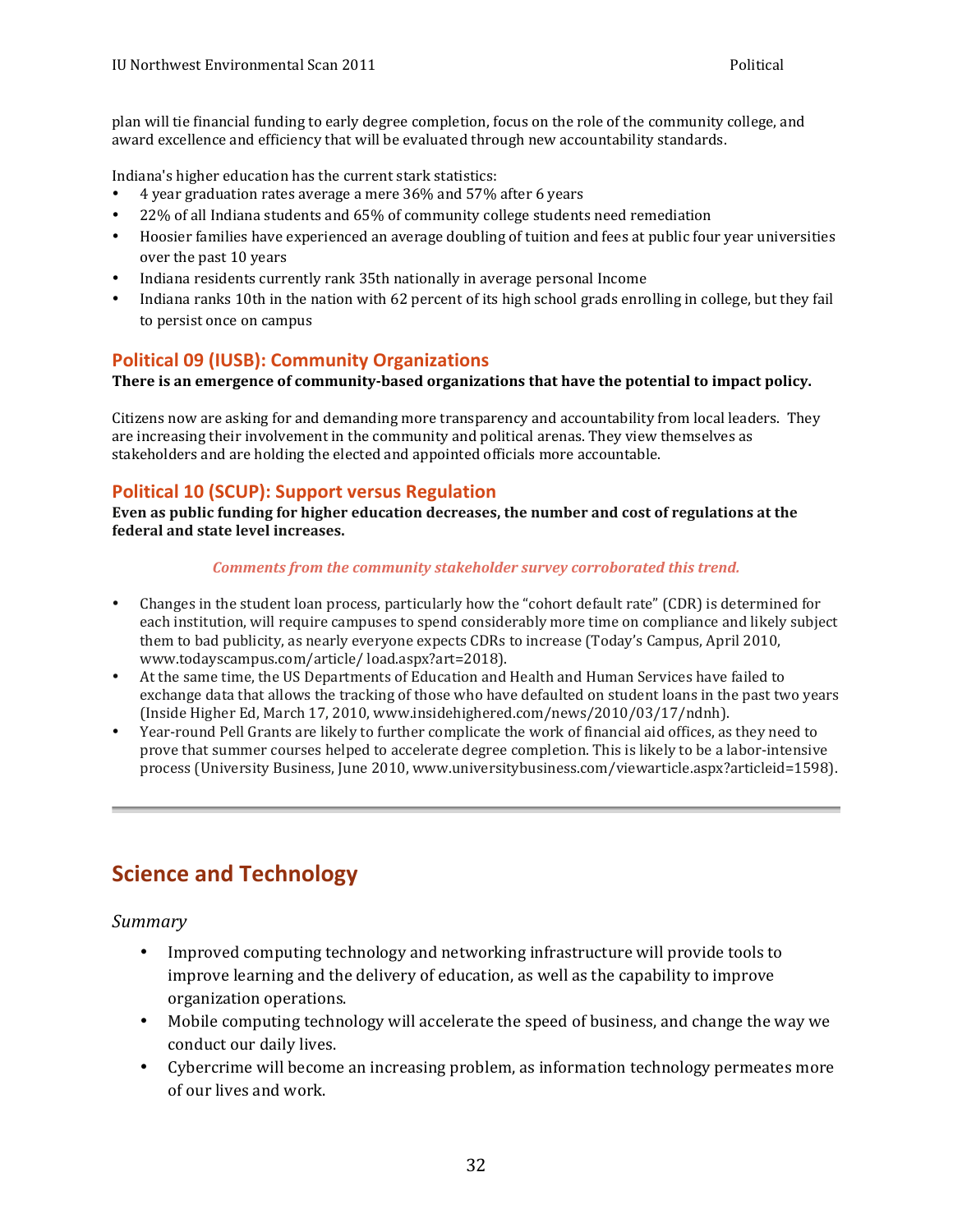plan will tie financial funding to early degree completion, focus on the role of the community college, and award excellence and efficiency that will be evaluated through new accountability standards.

Indiana's higher education has the current stark statistics:

- 4 year graduation rates average a mere 36% and 57% after 6 years
- 22% of all Indiana students and 65% of community college students need remediation
- Hoosier families have experienced an average doubling of tuition and fees at public four year universities over the past 10 years
- Indiana residents currently rank 35th nationally in average personal Income
- Indiana ranks 10th in the nation with 62 percent of its high school grads enrolling in college, but they fail to persist once on campus

### Political 09 (IUSB): Community Organizations

**There is an emergence of community-based organizations that have the potential to impact policy.**

Citizens now are asking for and demanding more transparency and accountability from local leaders. They are increasing their involvement in the community and political arenas. They view themselves as stakeholders and are holding the elected and appointed officials more accountable.

### Political 10 (SCUP): Support versus Regulation

**Even as public funding for higher education decreases, the number and cost of regulations at the federal and state level increases.**

***Comments from the community stakeholder survey corroborated this trend.***

- Changes in the student loan process, particularly how the "cohort default rate" (CDR) is determined for each institution, will require campuses to spend considerably more time on compliance and likely subject them to bad publicity, as nearly everyone expects CDRs to increase (Today's Campus, April 2010, www.todayscampus.com/article/ load.aspx?art=2018).
- At the same time, the US Departments of Education and Health and Human Services have failed to exchange data that allows the tracking of those who have defaulted on student loans in the past two years (Inside Higher Ed, March 17, 2010, www.insidehighered.com/news/2010/03/17/ndnh).
- Year-round Pell Grants are likely to further complicate the work of financial aid offices, as they need to prove that summer courses helped to accelerate degree completion. This is likely to be a labor-intensive process (University Business, June 2010, www.universitybusiness.com/viewarticle.aspx?articleid=1598).

---

## Science and Technology

*Summary*

- Improved computing technology and networking infrastructure will provide tools to improve learning and the delivery of education, as well as the capability to improve organization operations.
- Mobile computing technology will accelerate the speed of business, and change the way we conduct our daily lives.
- Cybercrime will become an increasing problem, as information technology permeates more of our lives and work.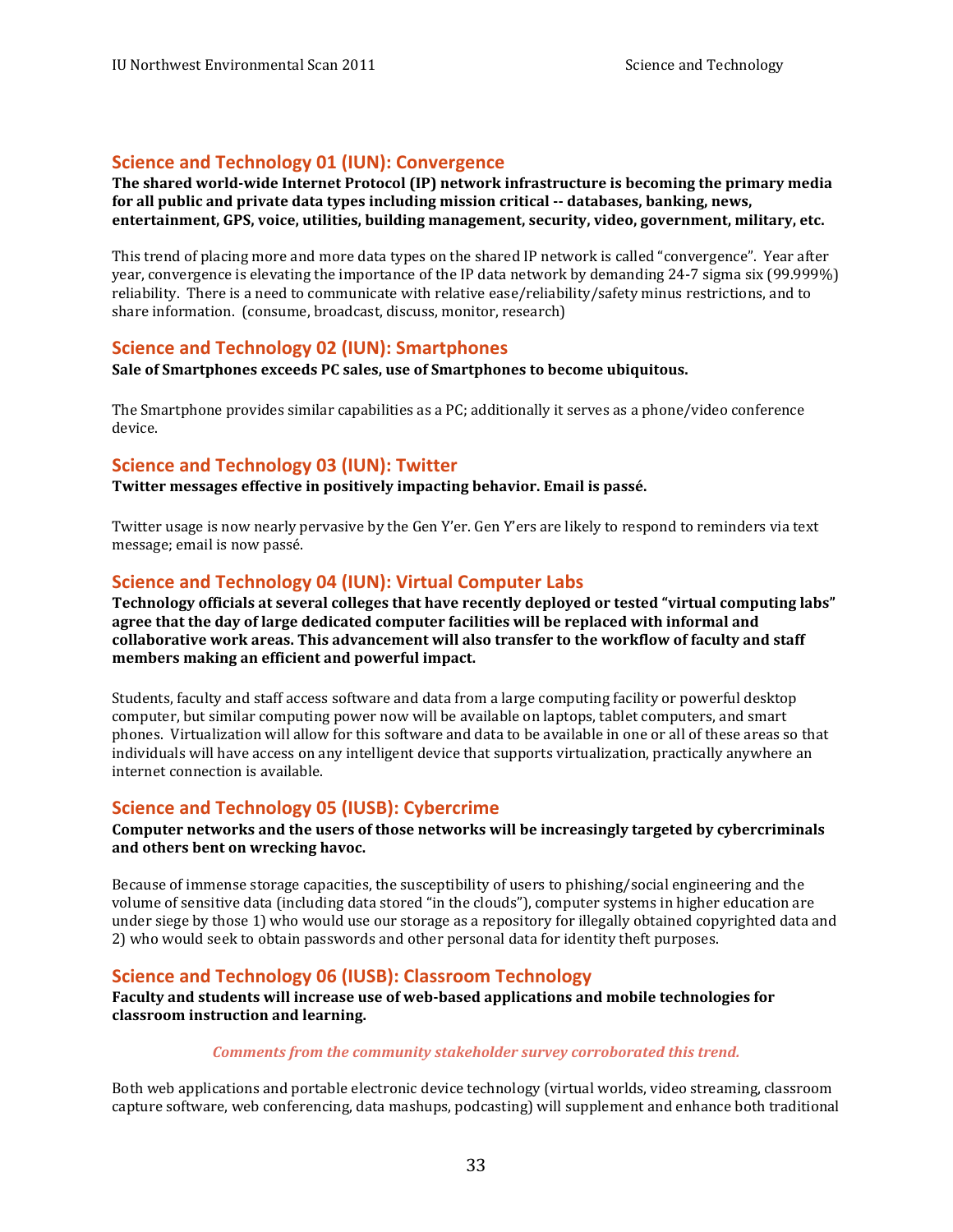## Science and Technology 01 (IUN): Convergence

**The shared world-wide Internet Protocol (IP) network infrastructure is becoming the primary media for all public and private data types including mission critical -- databases, banking, news, entertainment, GPS, voice, utilities, building management, security, video, government, military, etc.**

This trend of placing more and more data types on the shared IP network is called "convergence". Year after year, convergence is elevating the importance of the IP data network by demanding 24-7 sigma six (99.999%) reliability. There is a need to communicate with relative ease/reliability/safety minus restrictions, and to share information. (consume, broadcast, discuss, monitor, research)

## Science and Technology 02 (IUN): Smartphones

**Sale of Smartphones exceeds PC sales, use of Smartphones to become ubiquitous.**

The Smartphone provides similar capabilities as a PC; additionally it serves as a phone/video conference device.

## Science and Technology 03 (IUN): Twitter

**Twitter messages effective in positively impacting behavior. Email is passé.**

Twitter usage is now nearly pervasive by the Gen Y'er. Gen Y'ers are likely to respond to reminders via text message; email is now passé.

## Science and Technology 04 (IUN): Virtual Computer Labs

**Technology officials at several colleges that have recently deployed or tested "virtual computing labs" agree that the day of large dedicated computer facilities will be replaced with informal and collaborative work areas. This advancement will also transfer to the workflow of faculty and staff members making an efficient and powerful impact.**

Students, faculty and staff access software and data from a large computing facility or powerful desktop computer, but similar computing power now will be available on laptops, tablet computers, and smart phones. Virtualization will allow for this software and data to be available in one or all of these areas so that individuals will have access on any intelligent device that supports virtualization, practically anywhere an internet connection is available.

## Science and Technology 05 (IUSB): Cybercrime

**Computer networks and the users of those networks will be increasingly targeted by cybercriminals and others bent on wrecking havoc.**

Because of immense storage capacities, the susceptibility of users to phishing/social engineering and the volume of sensitive data (including data stored "in the clouds"), computer systems in higher education are under siege by those 1) who would use our storage as a repository for illegally obtained copyrighted data and 2) who would seek to obtain passwords and other personal data for identity theft purposes.

## Science and Technology 06 (IUSB): Classroom Technology

**Faculty and students will increase use of web-based applications and mobile technologies for classroom instruction and learning.**

***Comments from the community stakeholder survey corroborated this trend.***

Both web applications and portable electronic device technology (virtual worlds, video streaming, classroom capture software, web conferencing, data mashups, podcasting) will supplement and enhance both traditional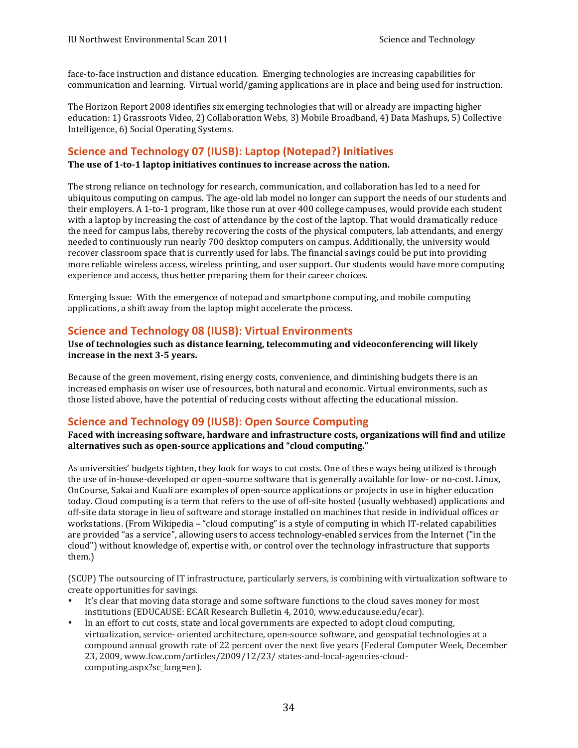face-to-face instruction and distance education. Emerging technologies are increasing capabilities for communication and learning. Virtual world/gaming applications are in place and being used for instruction.

The Horizon Report 2008 identifies six emerging technologies that will or already are impacting higher education: 1) Grassroots Video, 2) Collaboration Webs, 3) Mobile Broadband, 4) Data Mashups, 5) Collective Intelligence, 6) Social Operating Systems.

## Science and Technology 07 (IUSB): Laptop (Notepad?) Initiatives

**The use of 1-to-1 laptop initiatives continues to increase across the nation.**

The strong reliance on technology for research, communication, and collaboration has led to a need for ubiquitous computing on campus. The age-old lab model no longer can support the needs of our students and their employers. A 1-to-1 program, like those run at over 400 college campuses, would provide each student with a laptop by increasing the cost of attendance by the cost of the laptop. That would dramatically reduce the need for campus labs, thereby recovering the costs of the physical computers, lab attendants, and energy needed to continuously run nearly 700 desktop computers on campus. Additionally, the university would recover classroom space that is currently used for labs. The financial savings could be put into providing more reliable wireless access, wireless printing, and user support. Our students would have more computing experience and access, thus better preparing them for their career choices.

Emerging Issue: With the emergence of notepad and smartphone computing, and mobile computing applications, a shift away from the laptop might accelerate the process.

## Science and Technology 08 (IUSB): Virtual Environments

**Use of technologies such as distance learning, telecommuting and videoconferencing will likely increase in the next 3-5 years.**

Because of the green movement, rising energy costs, convenience, and diminishing budgets there is an increased emphasis on wiser use of resources, both natural and economic. Virtual environments, such as those listed above, have the potential of reducing costs without affecting the educational mission.

## Science and Technology 09 (IUSB): Open Source Computing

**Faced with increasing software, hardware and infrastructure costs, organizations will find and utilize alternatives such as open-source applications and "cloud computing."**

As universities' budgets tighten, they look for ways to cut costs. One of these ways being utilized is through the use of in-house-developed or open-source software that is generally available for low- or no-cost. Linux, OnCourse, Sakai and Kuali are examples of open-source applications or projects in use in higher education today. Cloud computing is a term that refers to the use of off-site hosted (usually webbased) applications and off-site data storage in lieu of software and storage installed on machines that reside in individual offices or workstations. (From Wikipedia – "cloud computing" is a style of computing in which IT-related capabilities are provided "as a service", allowing users to access technology-enabled services from the Internet ("in the cloud") without knowledge of, expertise with, or control over the technology infrastructure that supports them.)

(SCUP) The outsourcing of IT infrastructure, particularly servers, is combining with virtualization software to create opportunities for savings.

- It's clear that moving data storage and some software functions to the cloud saves money for most institutions (EDUCAUSE: ECAR Research Bulletin 4, 2010, www.educause.edu/ecar).
- In an effort to cut costs, state and local governments are expected to adopt cloud computing, virtualization, service- oriented architecture, open-source software, and geospatial technologies at a compound annual growth rate of 22 percent over the next five years (Federal Computer Week, December 23, 2009, www.fcw.com/articles/2009/12/23/ states-and-local-agencies-cloud-computing.aspx?sc_lang=en).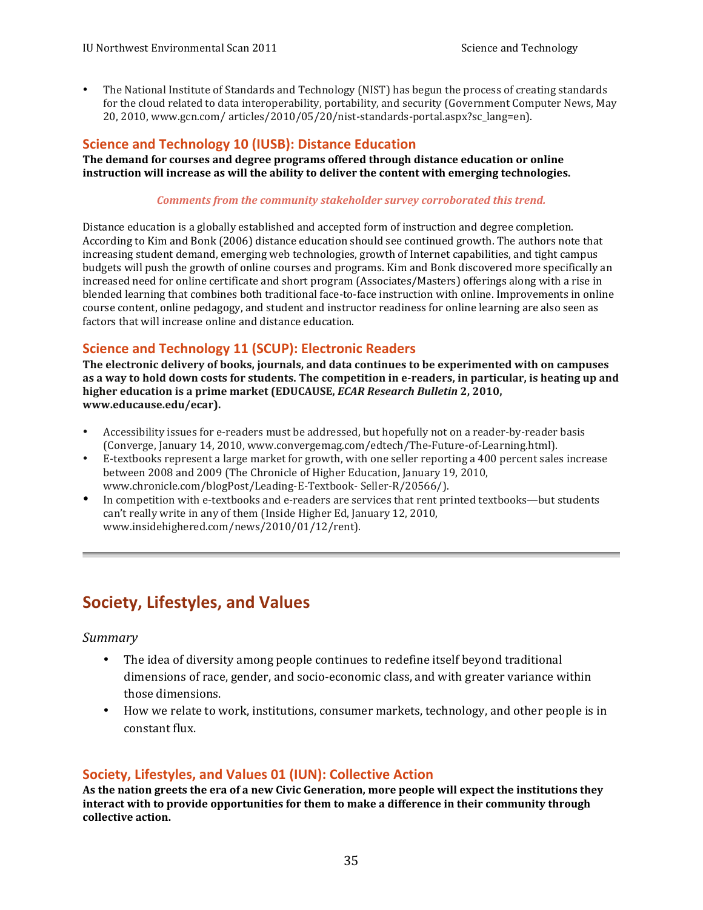- The National Institute of Standards and Technology (NIST) has begun the process of creating standards for the cloud related to data interoperability, portability, and security (Government Computer News, May 20, 2010, www.gcn.com/ articles/2010/05/20/nist-standards-portal.aspx?sc_lang=en).

### Science and Technology 10 (IUSB): Distance Education

**The demand for courses and degree programs offered through distance education or online instruction will increase as will the ability to deliver the content with emerging technologies.**

***Comments from the community stakeholder survey corroborated this trend.***

Distance education is a globally established and accepted form of instruction and degree completion. According to Kim and Bonk (2006) distance education should see continued growth. The authors note that increasing student demand, emerging web technologies, growth of Internet capabilities, and tight campus budgets will push the growth of online courses and programs. Kim and Bonk discovered more specifically an increased need for online certificate and short program (Associates/Masters) offerings along with a rise in blended learning that combines both traditional face-to-face instruction with online. Improvements in online course content, online pedagogy, and student and instructor readiness for online learning are also seen as factors that will increase online and distance education.

### Science and Technology 11 (SCUP): Electronic Readers

**The electronic delivery of books, journals, and data continues to be experimented with on campuses as a way to hold down costs for students. The competition in e-readers, in particular, is heating up and higher education is a prime market (EDUCAUSE, *ECAR Research Bulletin* 2, 2010, www.educause.edu/ecar).**

- Accessibility issues for e-readers must be addressed, but hopefully not on a reader-by-reader basis (Converge, January 14, 2010, www.convergemag.com/edtech/The-Future-of-Learning.html).
- E-textbooks represent a large market for growth, with one seller reporting a 400 percent sales increase between 2008 and 2009 (The Chronicle of Higher Education, January 19, 2010, www.chronicle.com/blogPost/Leading-E-Textbook- Seller-R/20566/).
- In competition with e-textbooks and e-readers are services that rent printed textbooks—but students can't really write in any of them (Inside Higher Ed, January 12, 2010, www.insidehighered.com/news/2010/01/12/rent).

---

## Society, Lifestyles, and Values

*Summary*

- The idea of diversity among people continues to redefine itself beyond traditional dimensions of race, gender, and socio-economic class, and with greater variance within those dimensions.
- How we relate to work, institutions, consumer markets, technology, and other people is in constant flux.

### Society, Lifestyles, and Values 01 (IUN): Collective Action

**As the nation greets the era of a new Civic Generation, more people will expect the institutions they interact with to provide opportunities for them to make a difference in their community through collective action.**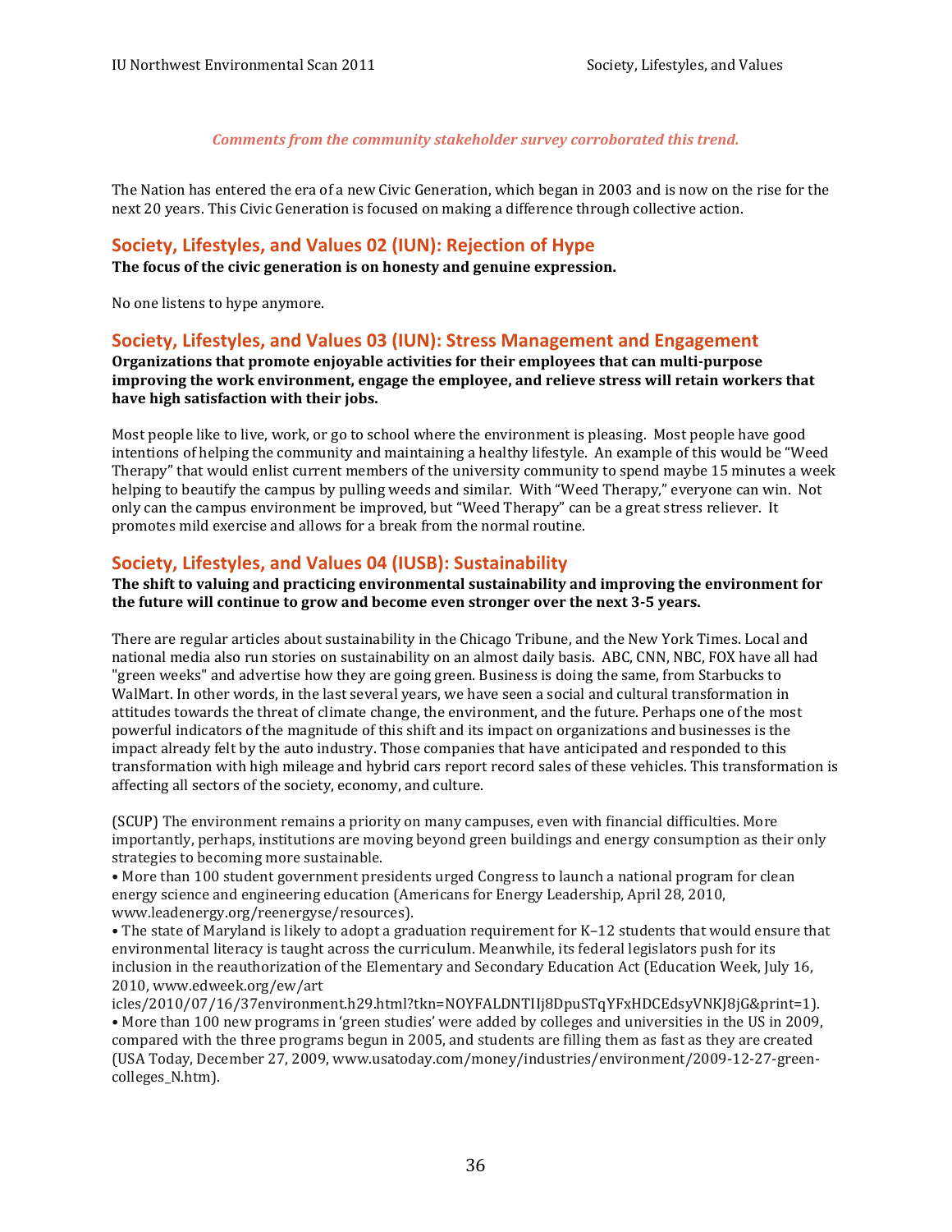*Comments from the community stakeholder survey corroborated this trend.*

The Nation has entered the era of a new Civic Generation, which began in 2003 and is now on the rise for the next 20 years. This Civic Generation is focused on making a difference through collective action.

## Society, Lifestyles, and Values 02 (IUN): Rejection of Hype

**The focus of the civic generation is on honesty and genuine expression.**

No one listens to hype anymore.

## Society, Lifestyles, and Values 03 (IUN): Stress Management and Engagement

**Organizations that promote enjoyable activities for their employees that can multi-purpose improving the work environment, engage the employee, and relieve stress will retain workers that have high satisfaction with their jobs.**

Most people like to live, work, or go to school where the environment is pleasing. Most people have good intentions of helping the community and maintaining a healthy lifestyle. An example of this would be "Weed Therapy" that would enlist current members of the university community to spend maybe 15 minutes a week helping to beautify the campus by pulling weeds and similar. With "Weed Therapy," everyone can win. Not only can the campus environment be improved, but "Weed Therapy" can be a great stress reliever. It promotes mild exercise and allows for a break from the normal routine.

## Society, Lifestyles, and Values 04 (IUSB): Sustainability

**The shift to valuing and practicing environmental sustainability and improving the environment for the future will continue to grow and become even stronger over the next 3-5 years.**

There are regular articles about sustainability in the Chicago Tribune, and the New York Times. Local and national media also run stories on sustainability on an almost daily basis. ABC, CNN, NBC, FOX have all had "green weeks" and advertise how they are going green. Business is doing the same, from Starbucks to WalMart. In other words, in the last several years, we have seen a social and cultural transformation in attitudes towards the threat of climate change, the environment, and the future. Perhaps one of the most powerful indicators of the magnitude of this shift and its impact on organizations and businesses is the impact already felt by the auto industry. Those companies that have anticipated and responded to this transformation with high mileage and hybrid cars report record sales of these vehicles. This transformation is affecting all sectors of the society, economy, and culture.

(SCUP) The environment remains a priority on many campuses, even with financial difficulties. More importantly, perhaps, institutions are moving beyond green buildings and energy consumption as their only strategies to becoming more sustainable.

- More than 100 student government presidents urged Congress to launch a national program for clean energy science and engineering education (Americans for Energy Leadership, April 28, 2010, www.leadenergy.org/reenergyse/resources).
- The state of Maryland is likely to adopt a graduation requirement for K–12 students that would ensure that environmental literacy is taught across the curriculum. Meanwhile, its federal legislators push for its inclusion in the reauthorization of the Elementary and Secondary Education Act (Education Week, July 16, 2010, www.edweek.org/ew/articles/2010/07/16/37environment.h29.html?tkn=NOYFALDNTIIj8DpuSTqYFxHDCEdsyVNKJ8jG&print=1).
- More than 100 new programs in 'green studies' were added by colleges and universities in the US in 2009, compared with the three programs begun in 2005, and students are filling them as fast as they are created (USA Today, December 27, 2009, www.usatoday.com/money/industries/environment/2009-12-27-green-colleges_N.htm).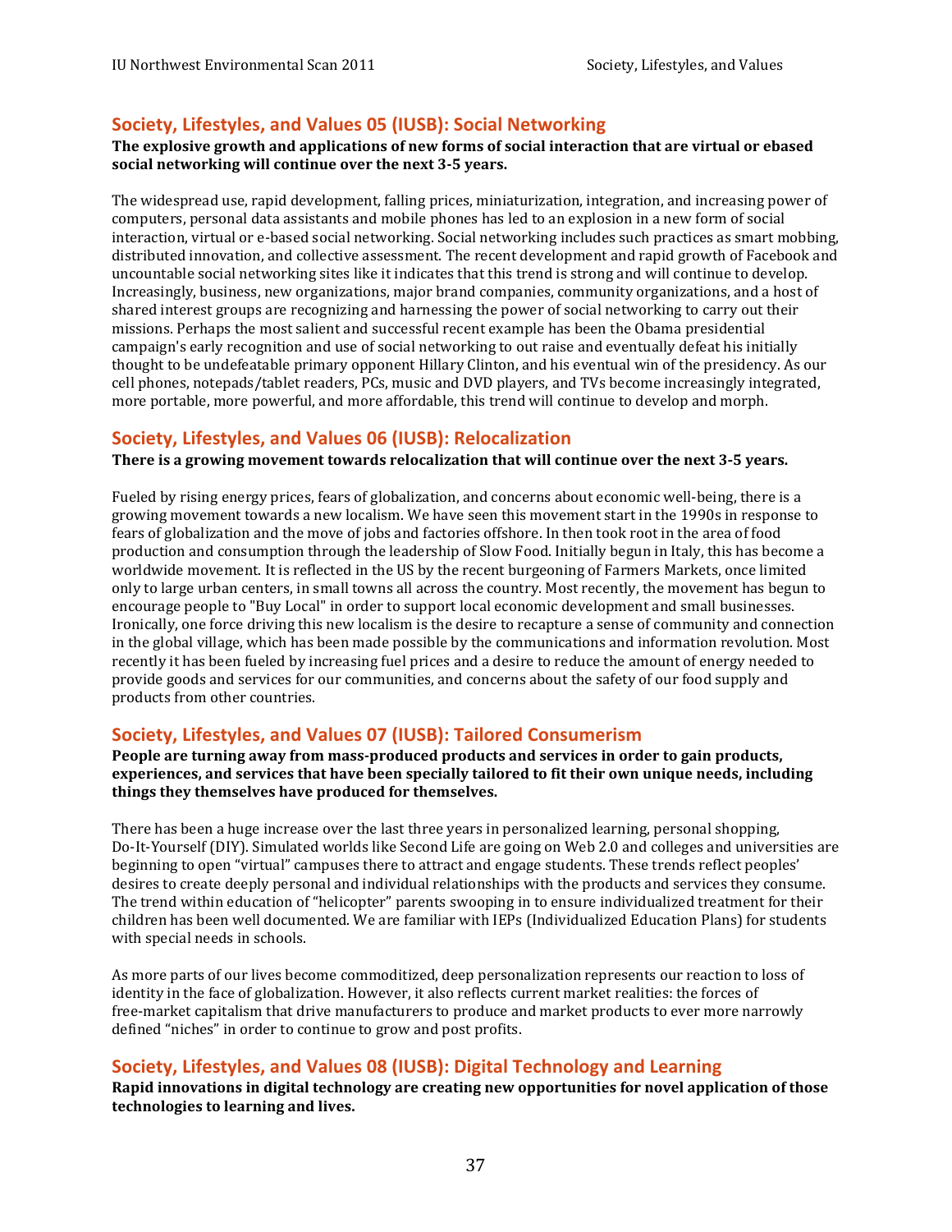## Society, Lifestyles, and Values 05 (IUSB): Social Networking

**The explosive growth and applications of new forms of social interaction that are virtual or ebased social networking will continue over the next 3-5 years.**

The widespread use, rapid development, falling prices, miniaturization, integration, and increasing power of computers, personal data assistants and mobile phones has led to an explosion in a new form of social interaction, virtual or e-based social networking. Social networking includes such practices as smart mobbing, distributed innovation, and collective assessment. The recent development and rapid growth of Facebook and uncountable social networking sites like it indicates that this trend is strong and will continue to develop. Increasingly, business, new organizations, major brand companies, community organizations, and a host of shared interest groups are recognizing and harnessing the power of social networking to carry out their missions. Perhaps the most salient and successful recent example has been the Obama presidential campaign's early recognition and use of social networking to out raise and eventually defeat his initially thought to be undefeatable primary opponent Hillary Clinton, and his eventual win of the presidency. As our cell phones, notepads/tablet readers, PCs, music and DVD players, and TVs become increasingly integrated, more portable, more powerful, and more affordable, this trend will continue to develop and morph.

## Society, Lifestyles, and Values 06 (IUSB): Relocalization

**There is a growing movement towards relocalization that will continue over the next 3-5 years.**

Fueled by rising energy prices, fears of globalization, and concerns about economic well-being, there is a growing movement towards a new localism. We have seen this movement start in the 1990s in response to fears of globalization and the move of jobs and factories offshore. In then took root in the area of food production and consumption through the leadership of Slow Food. Initially begun in Italy, this has become a worldwide movement. It is reflected in the US by the recent burgeoning of Farmers Markets, once limited only to large urban centers, in small towns all across the country. Most recently, the movement has begun to encourage people to "Buy Local" in order to support local economic development and small businesses. Ironically, one force driving this new localism is the desire to recapture a sense of community and connection in the global village, which has been made possible by the communications and information revolution. Most recently it has been fueled by increasing fuel prices and a desire to reduce the amount of energy needed to provide goods and services for our communities, and concerns about the safety of our food supply and products from other countries.

## Society, Lifestyles, and Values 07 (IUSB): Tailored Consumerism

**People are turning away from mass-produced products and services in order to gain products, experiences, and services that have been specially tailored to fit their own unique needs, including things they themselves have produced for themselves.**

There has been a huge increase over the last three years in personalized learning, personal shopping, Do-It-Yourself (DIY). Simulated worlds like Second Life are going on Web 2.0 and colleges and universities are beginning to open "virtual" campuses there to attract and engage students. These trends reflect peoples' desires to create deeply personal and individual relationships with the products and services they consume. The trend within education of "helicopter" parents swooping in to ensure individualized treatment for their children has been well documented. We are familiar with IEPs (Individualized Education Plans) for students with special needs in schools.

As more parts of our lives become commoditized, deep personalization represents our reaction to loss of identity in the face of globalization. However, it also reflects current market realities: the forces of free-market capitalism that drive manufacturers to produce and market products to ever more narrowly defined "niches" in order to continue to grow and post profits.

## Society, Lifestyles, and Values 08 (IUSB): Digital Technology and Learning

**Rapid innovations in digital technology are creating new opportunities for novel application of those technologies to learning and lives.**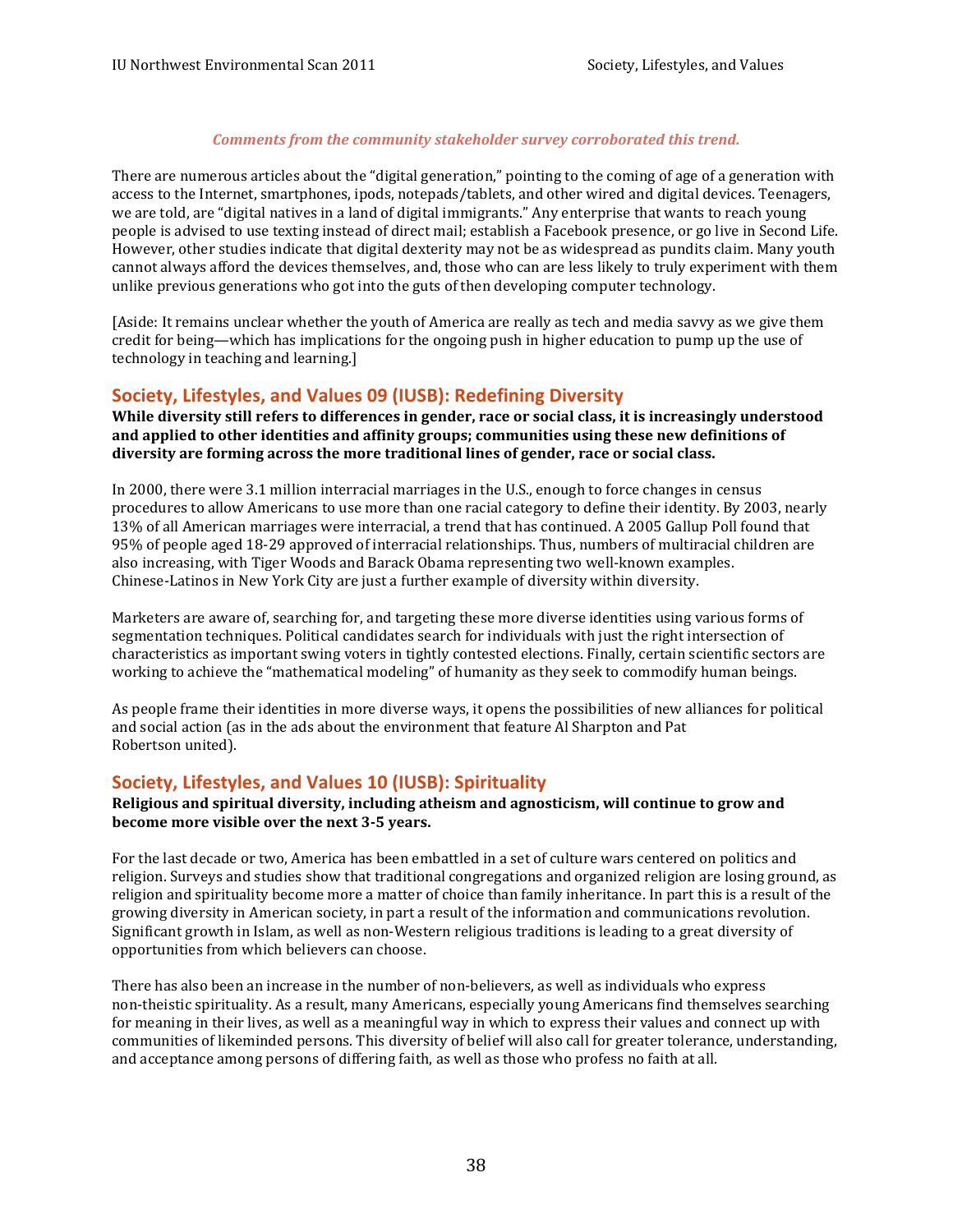*Comments from the community stakeholder survey corroborated this trend.*

There are numerous articles about the "digital generation," pointing to the coming of age of a generation with access to the Internet, smartphones, ipods, notepads/tablets, and other wired and digital devices. Teenagers, we are told, are "digital natives in a land of digital immigrants." Any enterprise that wants to reach young people is advised to use texting instead of direct mail; establish a Facebook presence, or go live in Second Life. However, other studies indicate that digital dexterity may not be as widespread as pundits claim. Many youth cannot always afford the devices themselves, and, those who can are less likely to truly experiment with them unlike previous generations who got into the guts of then developing computer technology.

[Aside: It remains unclear whether the youth of America are really as tech and media savvy as we give them credit for being—which has implications for the ongoing push in higher education to pump up the use of technology in teaching and learning.]

## Society, Lifestyles, and Values 09 (IUSB): Redefining Diversity

**While diversity still refers to differences in gender, race or social class, it is increasingly understood and applied to other identities and affinity groups; communities using these new definitions of diversity are forming across the more traditional lines of gender, race or social class.**

In 2000, there were 3.1 million interracial marriages in the U.S., enough to force changes in census procedures to allow Americans to use more than one racial category to define their identity. By 2003, nearly 13% of all American marriages were interracial, a trend that has continued. A 2005 Gallup Poll found that 95% of people aged 18-29 approved of interracial relationships. Thus, numbers of multiracial children are also increasing, with Tiger Woods and Barack Obama representing two well-known examples. Chinese-Latinos in New York City are just a further example of diversity within diversity.

Marketers are aware of, searching for, and targeting these more diverse identities using various forms of segmentation techniques. Political candidates search for individuals with just the right intersection of characteristics as important swing voters in tightly contested elections. Finally, certain scientific sectors are working to achieve the "mathematical modeling" of humanity as they seek to commodify human beings.

As people frame their identities in more diverse ways, it opens the possibilities of new alliances for political and social action (as in the ads about the environment that feature Al Sharpton and Pat Robertson united).

## Society, Lifestyles, and Values 10 (IUSB): Spirituality

**Religious and spiritual diversity, including atheism and agnosticism, will continue to grow and become more visible over the next 3-5 years.**

For the last decade or two, America has been embattled in a set of culture wars centered on politics and religion. Surveys and studies show that traditional congregations and organized religion are losing ground, as religion and spirituality become more a matter of choice than family inheritance. In part this is a result of the growing diversity in American society, in part a result of the information and communications revolution. Significant growth in Islam, as well as non-Western religious traditions is leading to a great diversity of opportunities from which believers can choose.

There has also been an increase in the number of non-believers, as well as individuals who express non-theistic spirituality. As a result, many Americans, especially young Americans find themselves searching for meaning in their lives, as well as a meaningful way in which to express their values and connect up with communities of likeminded persons. This diversity of belief will also call for greater tolerance, understanding, and acceptance among persons of differing faith, as well as those who profess no faith at all.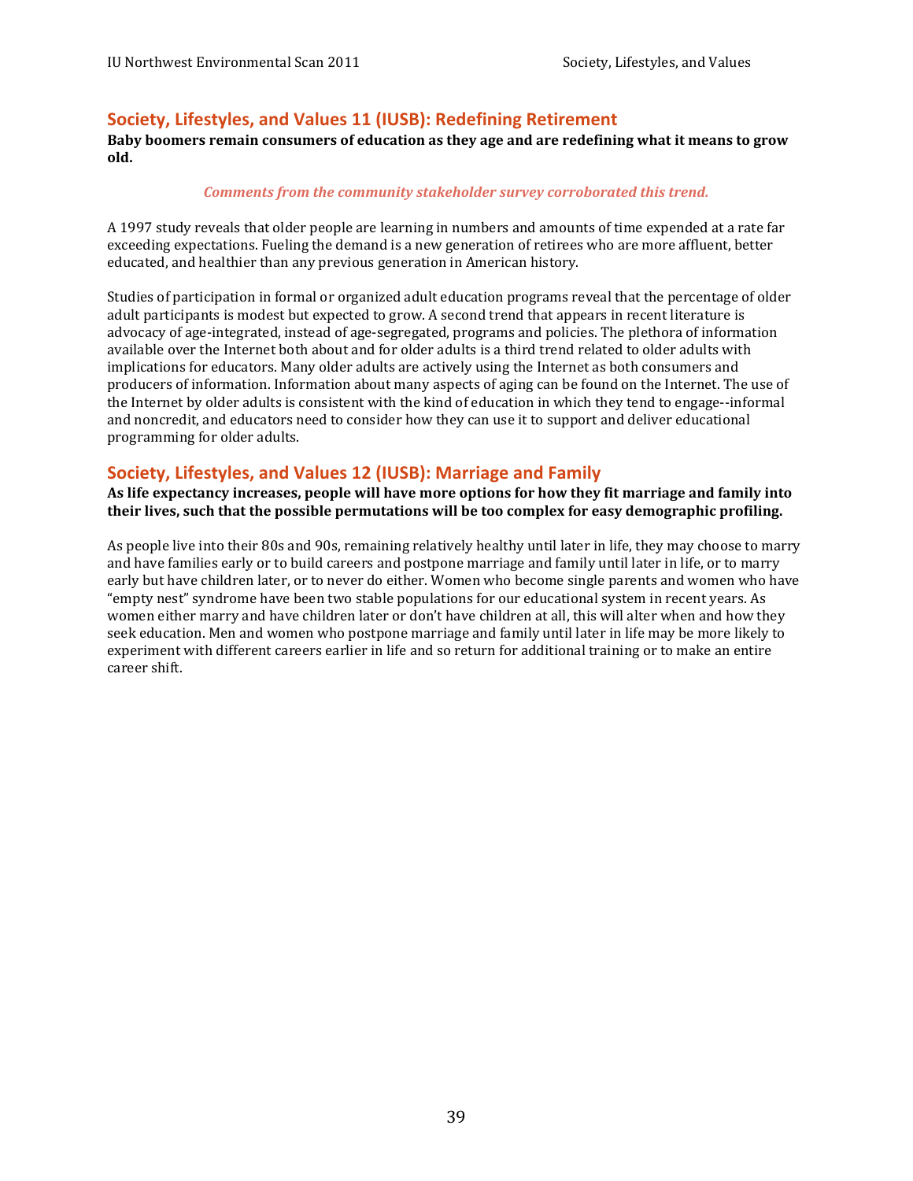## Society, Lifestyles, and Values 11 (IUSB): Redefining Retirement

**Baby boomers remain consumers of education as they age and are redefining what it means to grow old.**

***Comments from the community stakeholder survey corroborated this trend.***

A 1997 study reveals that older people are learning in numbers and amounts of time expended at a rate far exceeding expectations. Fueling the demand is a new generation of retirees who are more affluent, better educated, and healthier than any previous generation in American history.

Studies of participation in formal or organized adult education programs reveal that the percentage of older adult participants is modest but expected to grow. A second trend that appears in recent literature is advocacy of age-integrated, instead of age-segregated, programs and policies. The plethora of information available over the Internet both about and for older adults is a third trend related to older adults with implications for educators. Many older adults are actively using the Internet as both consumers and producers of information. Information about many aspects of aging can be found on the Internet. The use of the Internet by older adults is consistent with the kind of education in which they tend to engage--informal and noncredit, and educators need to consider how they can use it to support and deliver educational programming for older adults.

## Society, Lifestyles, and Values 12 (IUSB): Marriage and Family

**As life expectancy increases, people will have more options for how they fit marriage and family into their lives, such that the possible permutations will be too complex for easy demographic profiling.**

As people live into their 80s and 90s, remaining relatively healthy until later in life, they may choose to marry and have families early or to build careers and postpone marriage and family until later in life, or to marry early but have children later, or to never do either. Women who become single parents and women who have "empty nest" syndrome have been two stable populations for our educational system in recent years. As women either marry and have children later or don't have children at all, this will alter when and how they seek education. Men and women who postpone marriage and family until later in life may be more likely to experiment with different careers earlier in life and so return for additional training or to make an entire career shift.